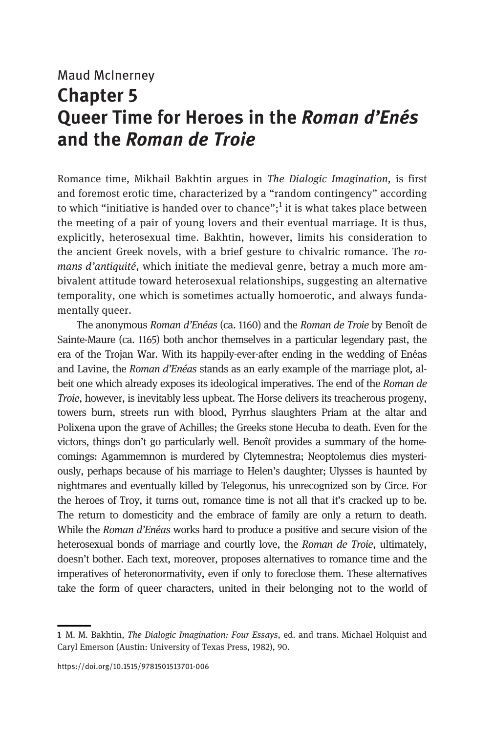Maud McInerney

# Chapter 5
# Queer Time for Heroes in the *Roman d'Enés* and the *Roman de Troie*

Romance time, Mikhail Bakhtin argues in *The Dialogic Imagination*, is first and foremost erotic time, characterized by a "random contingency" according to which "initiative is handed over to chance";[1] it is what takes place between the meeting of a pair of young lovers and their eventual marriage. It is thus, explicitly, heterosexual time. Bakhtin, however, limits his consideration to the ancient Greek novels, with a brief gesture to chivalric romance. The *romans d'antiquité*, which initiate the medieval genre, betray a much more ambivalent attitude toward heterosexual relationships, suggesting an alternative temporality, one which is sometimes actually homoerotic, and always fundamentally queer.

The anonymous *Roman d'Enéas* (ca. 1160) and the *Roman de Troie* by Benoît de Sainte-Maure (ca. 1165) both anchor themselves in a particular legendary past, the era of the Trojan War. With its happily-ever-after ending in the wedding of Enéas and Lavine, the *Roman d'Enéas* stands as an early example of the marriage plot, albeit one which already exposes its ideological imperatives. The end of the *Roman de Troie*, however, is inevitably less upbeat. The Horse delivers its treacherous progeny, towers burn, streets run with blood, Pyrrhus slaughters Priam at the altar and Polixena upon the grave of Achilles; the Greeks stone Hecuba to death. Even for the victors, things don't go particularly well. Benoît provides a summary of the homecomings: Agammemnon is murdered by Clytemnestra; Neoptolemus dies mysteriously, perhaps because of his marriage to Helen's daughter; Ulysses is haunted by nightmares and eventually killed by Telegonus, his unrecognized son by Circe. For the heroes of Troy, it turns out, romance time is not all that it's cracked up to be. The return to domesticity and the embrace of family are only a return to death. While the *Roman d'Enéas* works hard to produce a positive and secure vision of the heterosexual bonds of marriage and courtly love, the *Roman de Troie*, ultimately, doesn't bother. Each text, moreover, proposes alternatives to romance time and the imperatives of heteronormativity, even if only to foreclose them. These alternatives take the form of queer characters, united in their belonging not to the world of

---

[1] M. M. Bakhtin, *The Dialogic Imagination: Four Essays*, ed. and trans. Michael Holquist and Caryl Emerson (Austin: University of Texas Press, 1982), 90.

https://doi.org/10.1515/9781501513701-006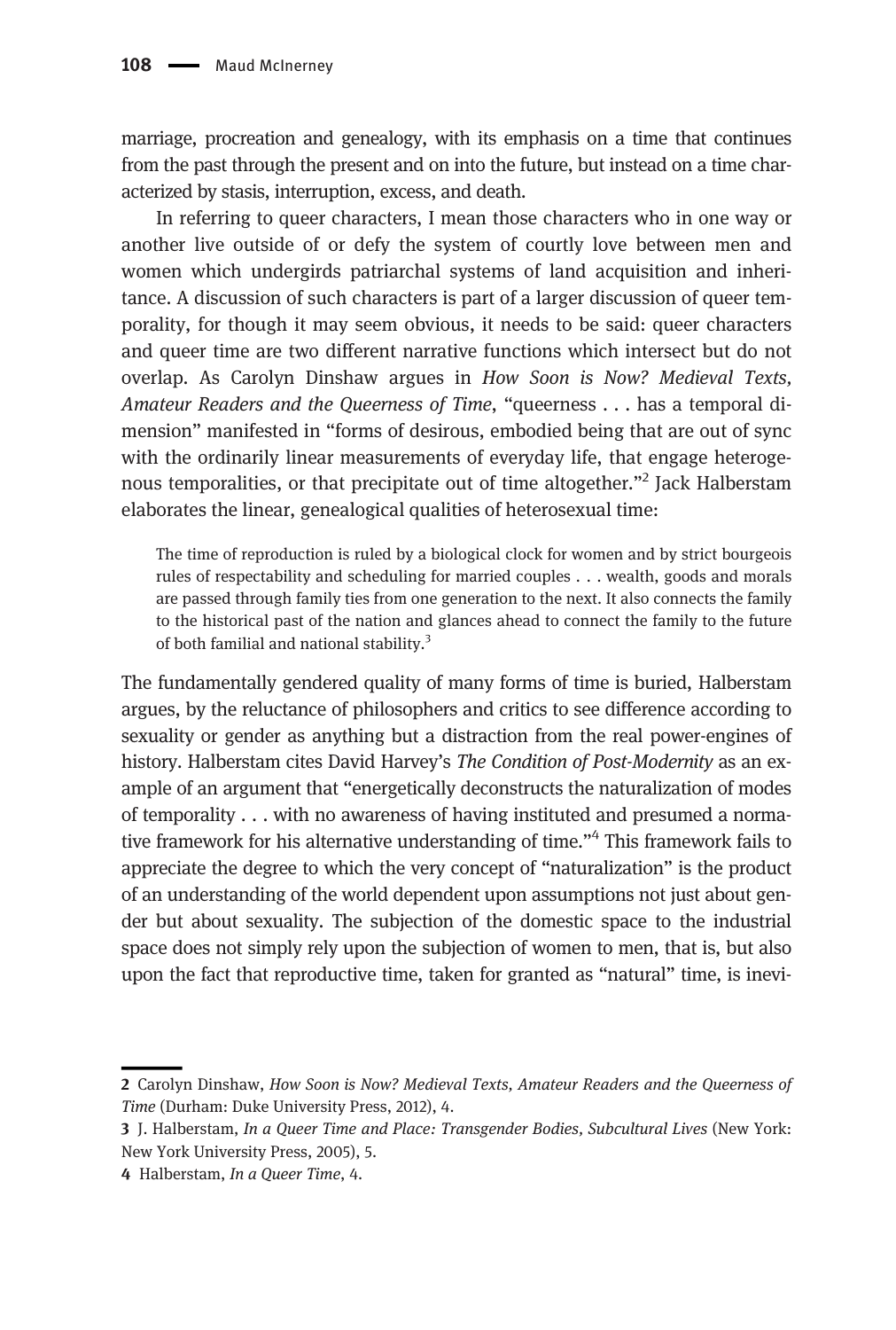marriage, procreation and genealogy, with its emphasis on a time that continues from the past through the present and on into the future, but instead on a time characterized by stasis, interruption, excess, and death.

In referring to queer characters, I mean those characters who in one way or another live outside of or defy the system of courtly love between men and women which undergirds patriarchal systems of land acquisition and inheritance. A discussion of such characters is part of a larger discussion of queer temporality, for though it may seem obvious, it needs to be said: queer characters and queer time are two different narrative functions which intersect but do not overlap. As Carolyn Dinshaw argues in *How Soon is Now? Medieval Texts, Amateur Readers and the Queerness of Time*, "queerness . . . has a temporal dimension" manifested in "forms of desirous, embodied being that are out of sync with the ordinarily linear measurements of everyday life, that engage heterogenous temporalities, or that precipitate out of time altogether."[2] Jack Halberstam elaborates the linear, genealogical qualities of heterosexual time:

> The time of reproduction is ruled by a biological clock for women and by strict bourgeois rules of respectability and scheduling for married couples . . . wealth, goods and morals are passed through family ties from one generation to the next. It also connects the family to the historical past of the nation and glances ahead to connect the family to the future of both familial and national stability.[3]

The fundamentally gendered quality of many forms of time is buried, Halberstam argues, by the reluctance of philosophers and critics to see difference according to sexuality or gender as anything but a distraction from the real power-engines of history. Halberstam cites David Harvey's *The Condition of Post-Modernity* as an example of an argument that "energetically deconstructs the naturalization of modes of temporality . . . with no awareness of having instituted and presumed a normative framework for his alternative understanding of time."[4] This framework fails to appreciate the degree to which the very concept of "naturalization" is the product of an understanding of the world dependent upon assumptions not just about gender but about sexuality. The subjection of the domestic space to the industrial space does not simply rely upon the subjection of women to men, that is, but also upon the fact that reproductive time, taken for granted as "natural" time, is inevi-

---

2 Carolyn Dinshaw, *How Soon is Now? Medieval Texts, Amateur Readers and the Queerness of Time* (Durham: Duke University Press, 2012), 4.

3 J. Halberstam, *In a Queer Time and Place: Transgender Bodies, Subcultural Lives* (New York: New York University Press, 2005), 5.

4 Halberstam, *In a Queer Time*, 4.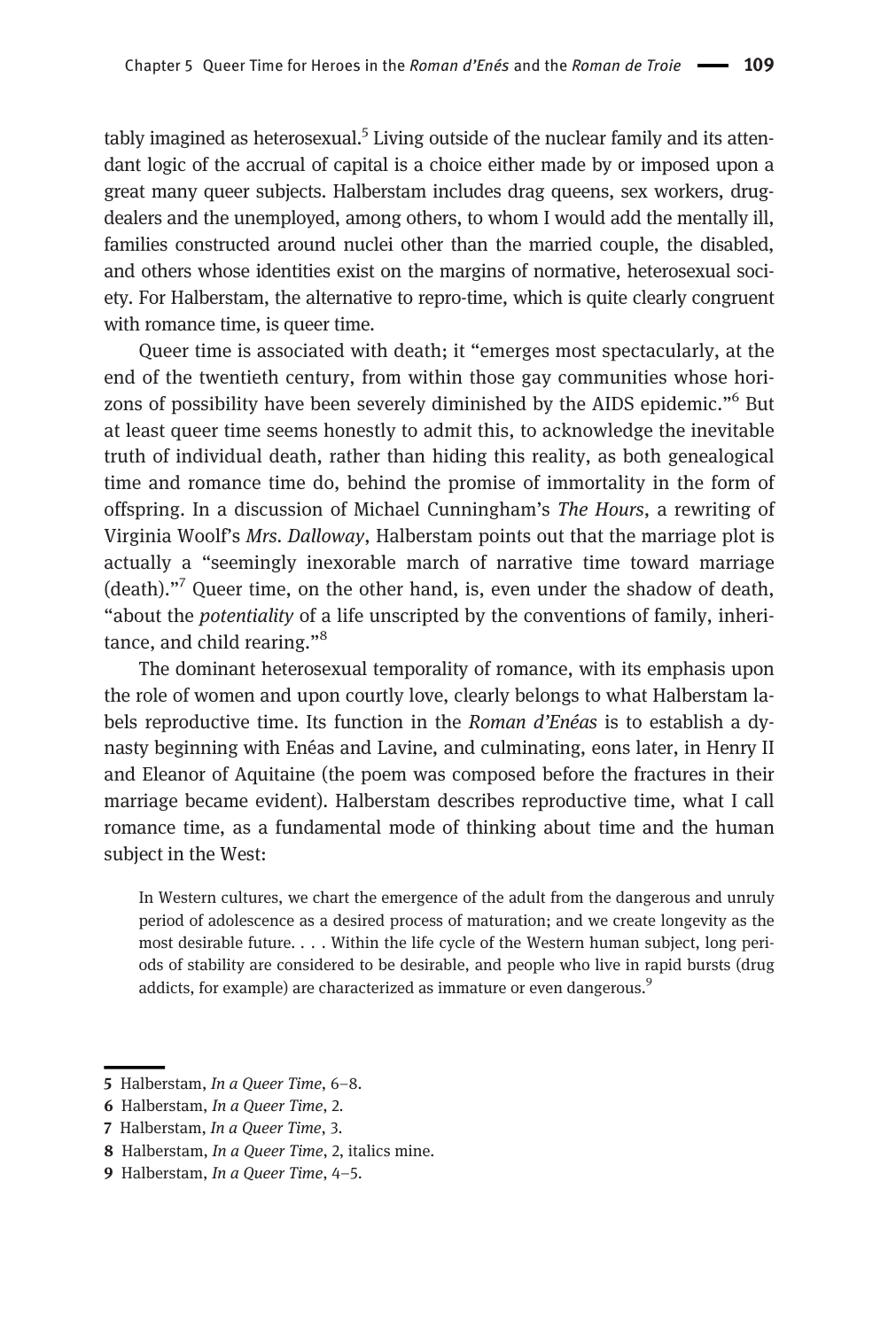tably imagined as heterosexual.[5] Living outside of the nuclear family and its attendant logic of the accrual of capital is a choice either made by or imposed upon a great many queer subjects. Halberstam includes drag queens, sex workers, drug-dealers and the unemployed, among others, to whom I would add the mentally ill, families constructed around nuclei other than the married couple, the disabled, and others whose identities exist on the margins of normative, heterosexual society. For Halberstam, the alternative to repro-time, which is quite clearly congruent with romance time, is queer time.

Queer time is associated with death; it "emerges most spectacularly, at the end of the twentieth century, from within those gay communities whose horizons of possibility have been severely diminished by the AIDS epidemic."[6] But at least queer time seems honestly to admit this, to acknowledge the inevitable truth of individual death, rather than hiding this reality, as both genealogical time and romance time do, behind the promise of immortality in the form of offspring. In a discussion of Michael Cunningham's *The Hours*, a rewriting of Virginia Woolf's *Mrs. Dalloway*, Halberstam points out that the marriage plot is actually a "seemingly inexorable march of narrative time toward marriage (death)."[7] Queer time, on the other hand, is, even under the shadow of death, "about the *potentiality* of a life unscripted by the conventions of family, inheritance, and child rearing."[8]

The dominant heterosexual temporality of romance, with its emphasis upon the role of women and upon courtly love, clearly belongs to what Halberstam labels reproductive time. Its function in the *Roman d'Enéas* is to establish a dynasty beginning with Enéas and Lavine, and culminating, eons later, in Henry II and Eleanor of Aquitaine (the poem was composed before the fractures in their marriage became evident). Halberstam describes reproductive time, what I call romance time, as a fundamental mode of thinking about time and the human subject in the West:

> In Western cultures, we chart the emergence of the adult from the dangerous and unruly period of adolescence as a desired process of maturation; and we create longevity as the most desirable future. . . . Within the life cycle of the Western human subject, long periods of stability are considered to be desirable, and people who live in rapid bursts (drug addicts, for example) are characterized as immature or even dangerous.[9]

---

5 Halberstam, *In a Queer Time*, 6–8.

6 Halberstam, *In a Queer Time*, 2.

7 Halberstam, *In a Queer Time*, 3.

8 Halberstam, *In a Queer Time*, 2, italics mine.

9 Halberstam, *In a Queer Time*, 4–5.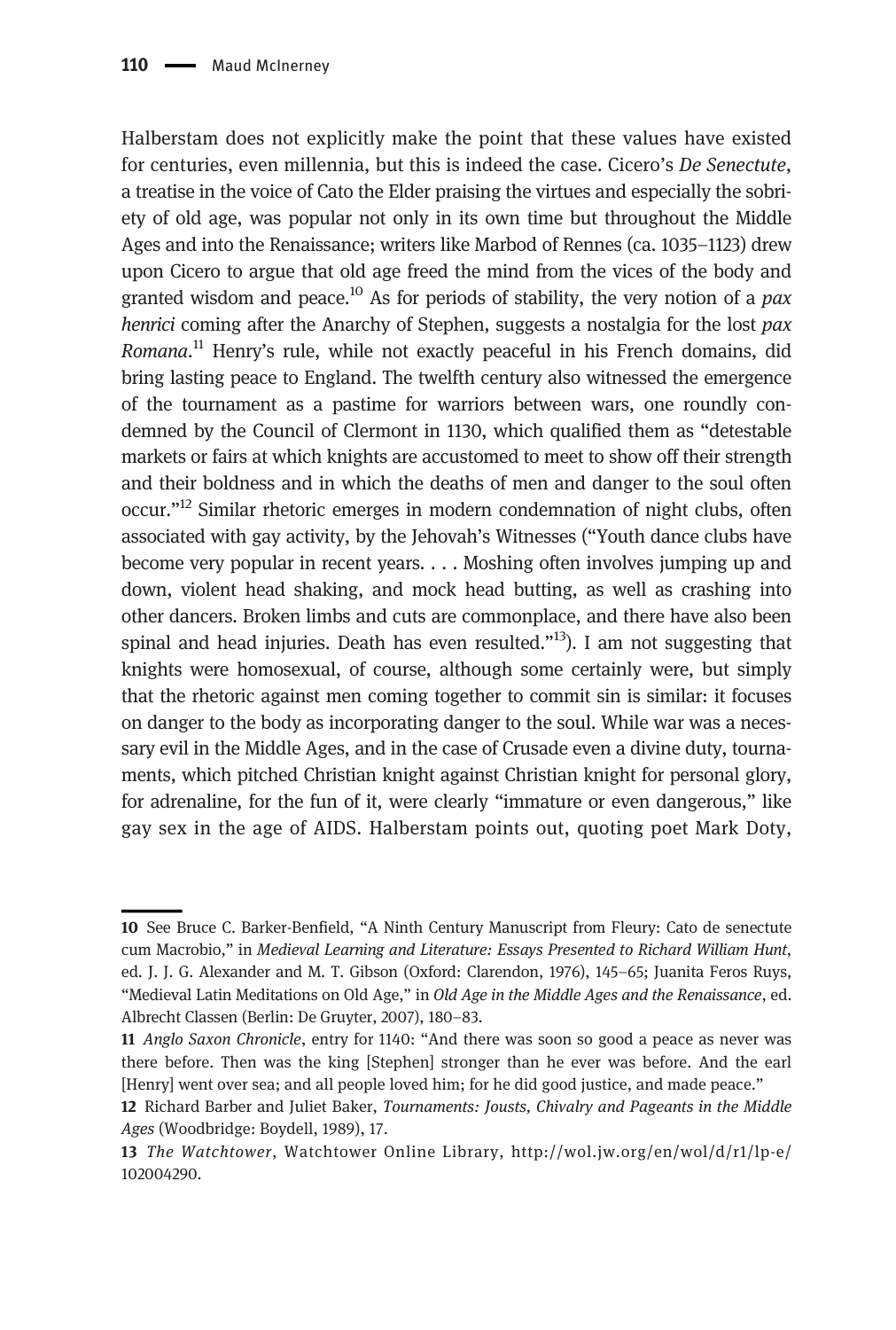Halberstam does not explicitly make the point that these values have existed for centuries, even millennia, but this is indeed the case. Cicero's *De Senectute*, a treatise in the voice of Cato the Elder praising the virtues and especially the sobriety of old age, was popular not only in its own time but throughout the Middle Ages and into the Renaissance; writers like Marbod of Rennes (ca. 1035–1123) drew upon Cicero to argue that old age freed the mind from the vices of the body and granted wisdom and peace.[10] As for periods of stability, the very notion of a *pax henrici* coming after the Anarchy of Stephen, suggests a nostalgia for the lost *pax Romana*.[11] Henry's rule, while not exactly peaceful in his French domains, did bring lasting peace to England. The twelfth century also witnessed the emergence of the tournament as a pastime for warriors between wars, one roundly condemned by the Council of Clermont in 1130, which qualified them as "detestable markets or fairs at which knights are accustomed to meet to show off their strength and their boldness and in which the deaths of men and danger to the soul often occur."[12] Similar rhetoric emerges in modern condemnation of night clubs, often associated with gay activity, by the Jehovah's Witnesses ("Youth dance clubs have become very popular in recent years. . . . Moshing often involves jumping up and down, violent head shaking, and mock head butting, as well as crashing into other dancers. Broken limbs and cuts are commonplace, and there have also been spinal and head injuries. Death has even resulted."[13]). I am not suggesting that knights were homosexual, of course, although some certainly were, but simply that the rhetoric against men coming together to commit sin is similar: it focuses on danger to the body as incorporating danger to the soul. While war was a necessary evil in the Middle Ages, and in the case of Crusade even a divine duty, tournaments, which pitched Christian knight against Christian knight for personal glory, for adrenaline, for the fun of it, were clearly "immature or even dangerous," like gay sex in the age of AIDS. Halberstam points out, quoting poet Mark Doty,

---

**10** See Bruce C. Barker-Benfield, "A Ninth Century Manuscript from Fleury: Cato de senectute cum Macrobio," in *Medieval Learning and Literature: Essays Presented to Richard William Hunt*, ed. J. J. G. Alexander and M. T. Gibson (Oxford: Clarendon, 1976), 145–65; Juanita Feros Ruys, "Medieval Latin Meditations on Old Age," in *Old Age in the Middle Ages and the Renaissance*, ed. Albrecht Classen (Berlin: De Gruyter, 2007), 180–83.

**11** *Anglo Saxon Chronicle*, entry for 1140: "And there was soon so good a peace as never was there before. Then was the king [Stephen] stronger than he ever was before. And the earl [Henry] went over sea; and all people loved him; for he did good justice, and made peace."

**12** Richard Barber and Juliet Baker, *Tournaments: Jousts, Chivalry and Pageants in the Middle Ages* (Woodbridge: Boydell, 1989), 17.

**13** *The Watchtower*, Watchtower Online Library, http://wol.jw.org/en/wol/d/r1/lp-e/102004290.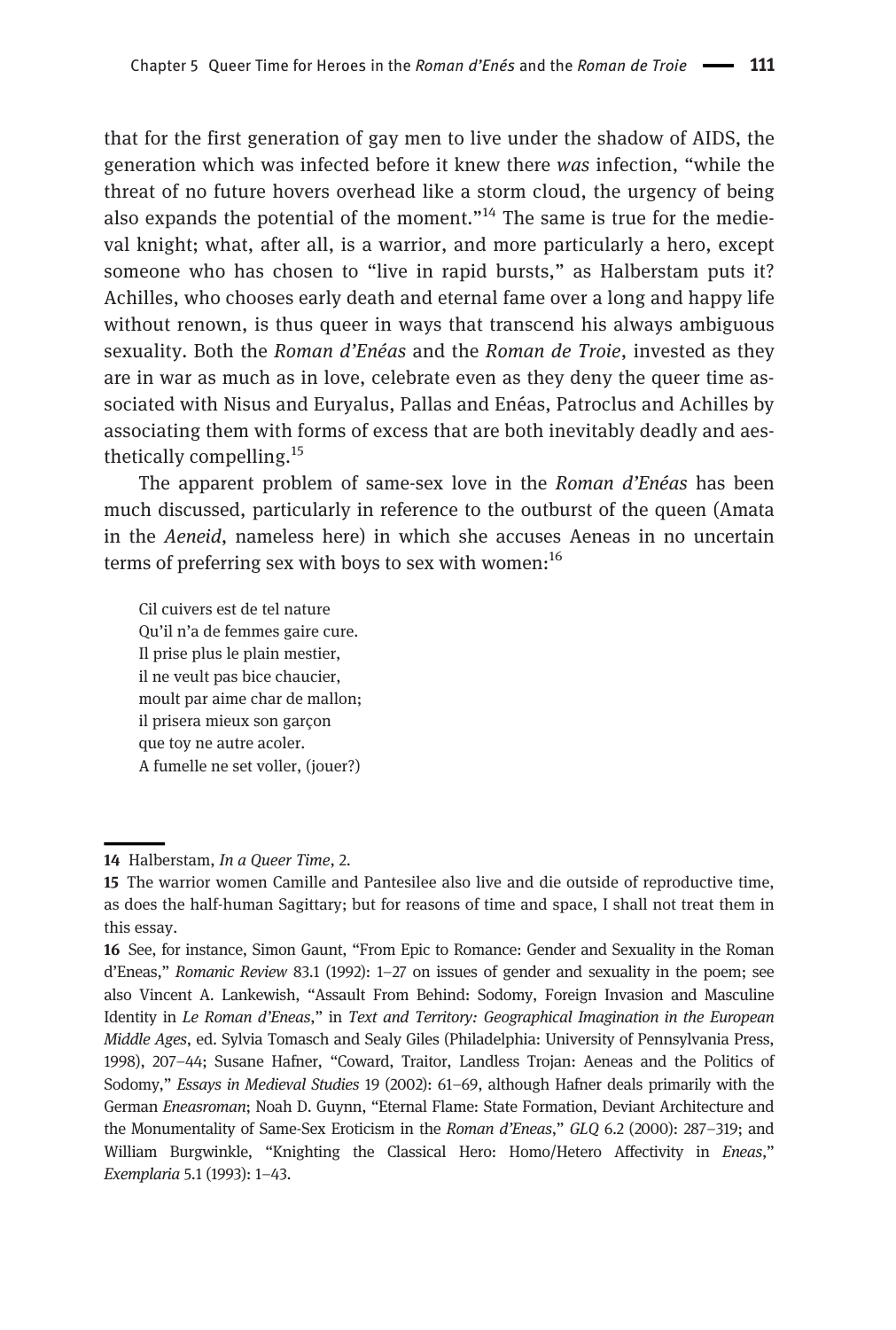that for the first generation of gay men to live under the shadow of AIDS, the generation which was infected before it knew there *was* infection, "while the threat of no future hovers overhead like a storm cloud, the urgency of being also expands the potential of the moment."[14] The same is true for the medieval knight; what, after all, is a warrior, and more particularly a hero, except someone who has chosen to "live in rapid bursts," as Halberstam puts it? Achilles, who chooses early death and eternal fame over a long and happy life without renown, is thus queer in ways that transcend his always ambiguous sexuality. Both the *Roman d'Enéas* and the *Roman de Troie*, invested as they are in war as much as in love, celebrate even as they deny the queer time associated with Nisus and Euryalus, Pallas and Enéas, Patroclus and Achilles by associating them with forms of excess that are both inevitably deadly and aesthetically compelling.[15]

The apparent problem of same-sex love in the *Roman d'Enéas* has been much discussed, particularly in reference to the outburst of the queen (Amata in the *Aeneid*, nameless here) in which she accuses Aeneas in no uncertain terms of preferring sex with boys to sex with women:[16]

> Cil cuivers est de tel nature
> Qu'il n'a de femmes gaire cure.
> Il prise plus le plain mestier,
> il ne veult pas bice chaucier,
> moult par aime char de mallon;
> il prisera mieux son garçon
> que toy ne autre acoler.
> A fumelle ne set voller, (jouer?)

---

14 Halberstam, *In a Queer Time*, 2.

15 The warrior women Camille and Pantesilee also live and die outside of reproductive time, as does the half-human Sagittary; but for reasons of time and space, I shall not treat them in this essay.

16 See, for instance, Simon Gaunt, "From Epic to Romance: Gender and Sexuality in the Roman d'Eneas," *Romanic Review* 83.1 (1992): 1–27 on issues of gender and sexuality in the poem; see also Vincent A. Lankewish, "Assault From Behind: Sodomy, Foreign Invasion and Masculine Identity in *Le Roman d'Eneas*," in *Text and Territory: Geographical Imagination in the European Middle Ages*, ed. Sylvia Tomasch and Sealy Giles (Philadelphia: University of Pennsylvania Press, 1998), 207–44; Susane Hafner, "Coward, Traitor, Landless Trojan: Aeneas and the Politics of Sodomy," *Essays in Medieval Studies* 19 (2002): 61–69, although Hafner deals primarily with the German *Eneasroman*; Noah D. Guynn, "Eternal Flame: State Formation, Deviant Architecture and the Monumentality of Same-Sex Eroticism in the *Roman d'Eneas*," *GLQ* 6.2 (2000): 287–319; and William Burgwinkle, "Knighting the Classical Hero: Homo/Hetero Affectivity in *Eneas*," *Exemplaria* 5.1 (1993): 1–43.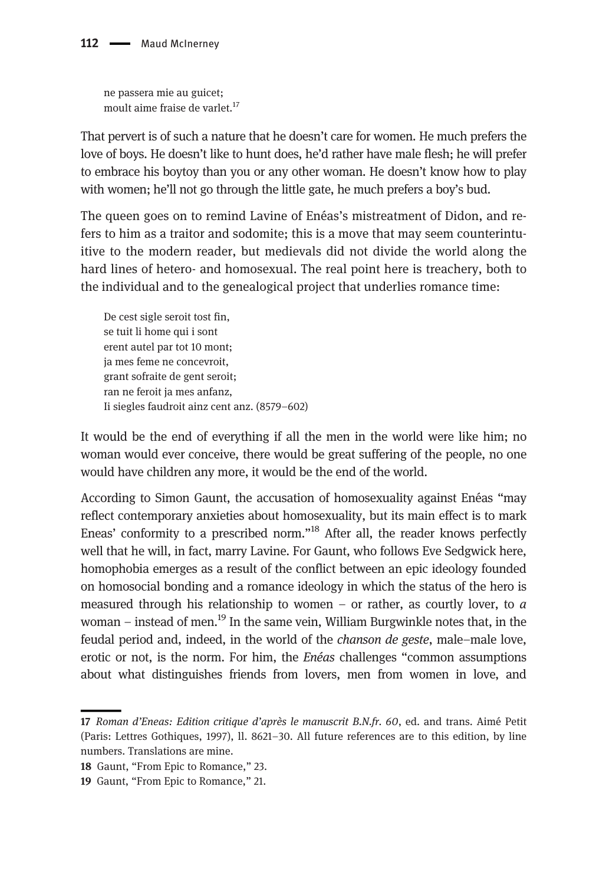ne passera mie au guicet;
moult aime fraise de varlet.[17]

That pervert is of such a nature that he doesn't care for women. He much prefers the love of boys. He doesn't like to hunt does, he'd rather have male flesh; he will prefer to embrace his boytoy than you or any other woman. He doesn't know how to play with women; he'll not go through the little gate, he much prefers a boy's bud.

The queen goes on to remind Lavine of Enéas's mistreatment of Didon, and refers to him as a traitor and sodomite; this is a move that may seem counterintuitive to the modern reader, but medievals did not divide the world along the hard lines of hetero- and homosexual. The real point here is treachery, both to the individual and to the genealogical project that underlies romance time:

> De cest sigle seroit tost fin,
> se tuit li home qui i sont
> erent autel par tot 10 mont;
> ja mes feme ne concevroit,
> grant sofraite de gent seroit;
> ran ne feroit ja mes anfanz,
> Ii siegles faudroit ainz cent anz. (8579–602)

It would be the end of everything if all the men in the world were like him; no woman would ever conceive, there would be great suffering of the people, no one would have children any more, it would be the end of the world.

According to Simon Gaunt, the accusation of homosexuality against Enéas "may reflect contemporary anxieties about homosexuality, but its main effect is to mark Eneas' conformity to a prescribed norm."[18] After all, the reader knows perfectly well that he will, in fact, marry Lavine. For Gaunt, who follows Eve Sedgwick here, homophobia emerges as a result of the conflict between an epic ideology founded on homosocial bonding and a romance ideology in which the status of the hero is measured through his relationship to women – or rather, as courtly lover, to *a* woman – instead of men.[19] In the same vein, William Burgwinkle notes that, in the feudal period and, indeed, in the world of the *chanson de geste*, male–male love, erotic or not, is the norm. For him, the *Enéas* challenges "common assumptions about what distinguishes friends from lovers, men from women in love, and

---

17 *Roman d'Eneas: Edition critique d'après le manuscrit B.N.fr. 60*, ed. and trans. Aimé Petit (Paris: Lettres Gothiques, 1997), ll. 8621–30. All future references are to this edition, by line numbers. Translations are mine.

18 Gaunt, "From Epic to Romance," 23.

19 Gaunt, "From Epic to Romance," 21.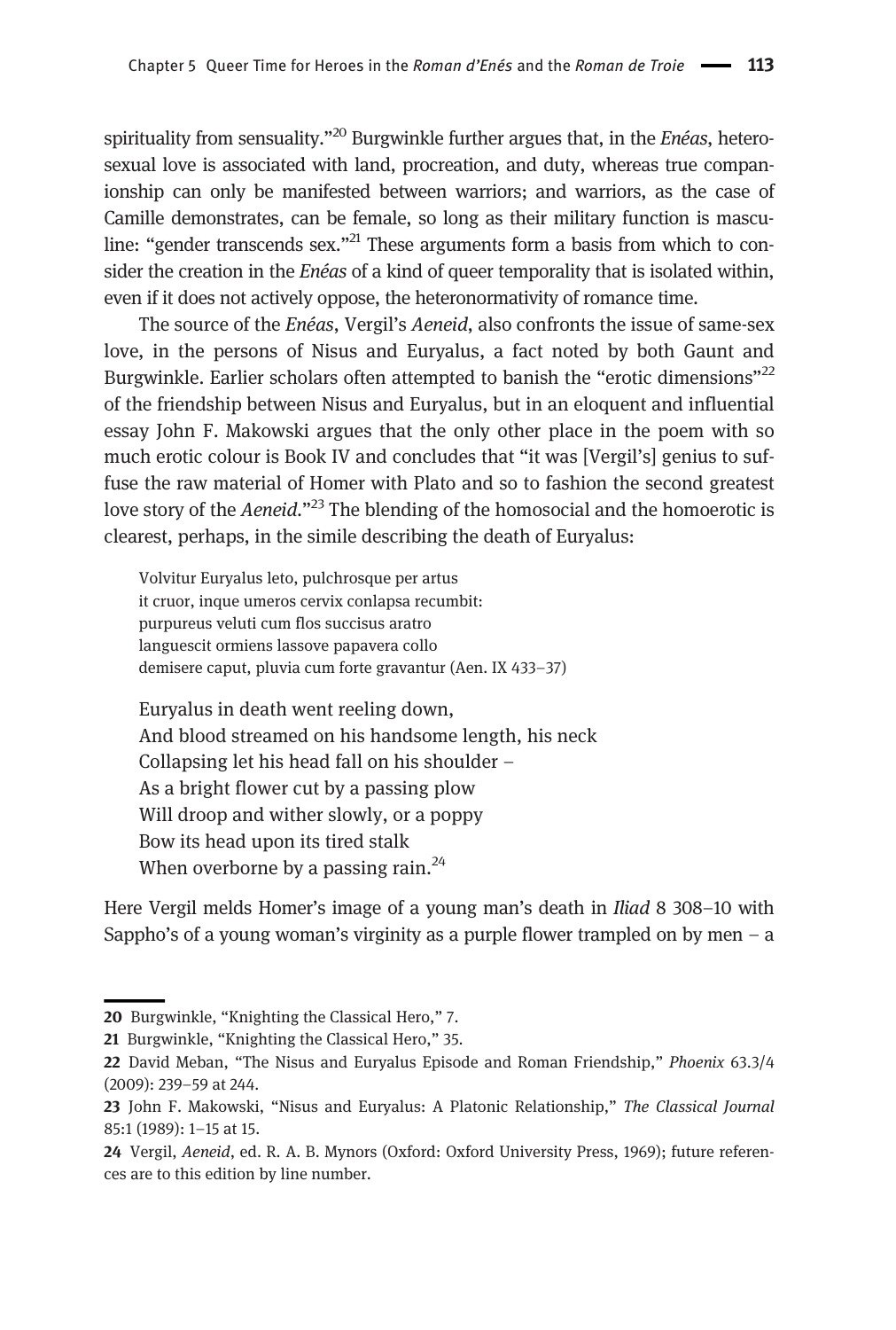spirituality from sensuality."[20] Burgwinkle further argues that, in the *Enéas*, heterosexual love is associated with land, procreation, and duty, whereas true companionship can only be manifested between warriors; and warriors, as the case of Camille demonstrates, can be female, so long as their military function is masculine: "gender transcends sex."[21] These arguments form a basis from which to consider the creation in the *Enéas* of a kind of queer temporality that is isolated within, even if it does not actively oppose, the heteronormativity of romance time.

The source of the *Enéas*, Vergil's *Aeneid*, also confronts the issue of same-sex love, in the persons of Nisus and Euryalus, a fact noted by both Gaunt and Burgwinkle. Earlier scholars often attempted to banish the "erotic dimensions"[22] of the friendship between Nisus and Euryalus, but in an eloquent and influential essay John F. Makowski argues that the only other place in the poem with so much erotic colour is Book IV and concludes that "it was [Vergil's] genius to suffuse the raw material of Homer with Plato and so to fashion the second greatest love story of the *Aeneid*."[23] The blending of the homosocial and the homoerotic is clearest, perhaps, in the simile describing the death of Euryalus:

> Volvitur Euryalus leto, pulchrosque per artus
> it cruor, inque umeros cervix conlapsa recumbit:
> purpureus veluti cum flos succisus aratro
> languescit ormiens lassove papavera collo
> demisere caput, pluvia cum forte gravantur (Aen. IX 433–37)

> Euryalus in death went reeling down,
> And blood streamed on his handsome length, his neck
> Collapsing let his head fall on his shoulder –
> As a bright flower cut by a passing plow
> Will droop and wither slowly, or a poppy
> Bow its head upon its tired stalk
> When overborne by a passing rain.[24]

Here Vergil melds Homer's image of a young man's death in *Iliad* 8 308–10 with Sappho's of a young woman's virginity as a purple flower trampled on by men – a

---

20 Burgwinkle, "Knighting the Classical Hero," 7.

21 Burgwinkle, "Knighting the Classical Hero," 35.

22 David Meban, "The Nisus and Euryalus Episode and Roman Friendship," *Phoenix* 63.3/4 (2009): 239–59 at 244.

23 John F. Makowski, "Nisus and Euryalus: A Platonic Relationship," *The Classical Journal* 85:1 (1989): 1–15 at 15.

24 Vergil, *Aeneid*, ed. R. A. B. Mynors (Oxford: Oxford University Press, 1969); future references are to this edition by line number.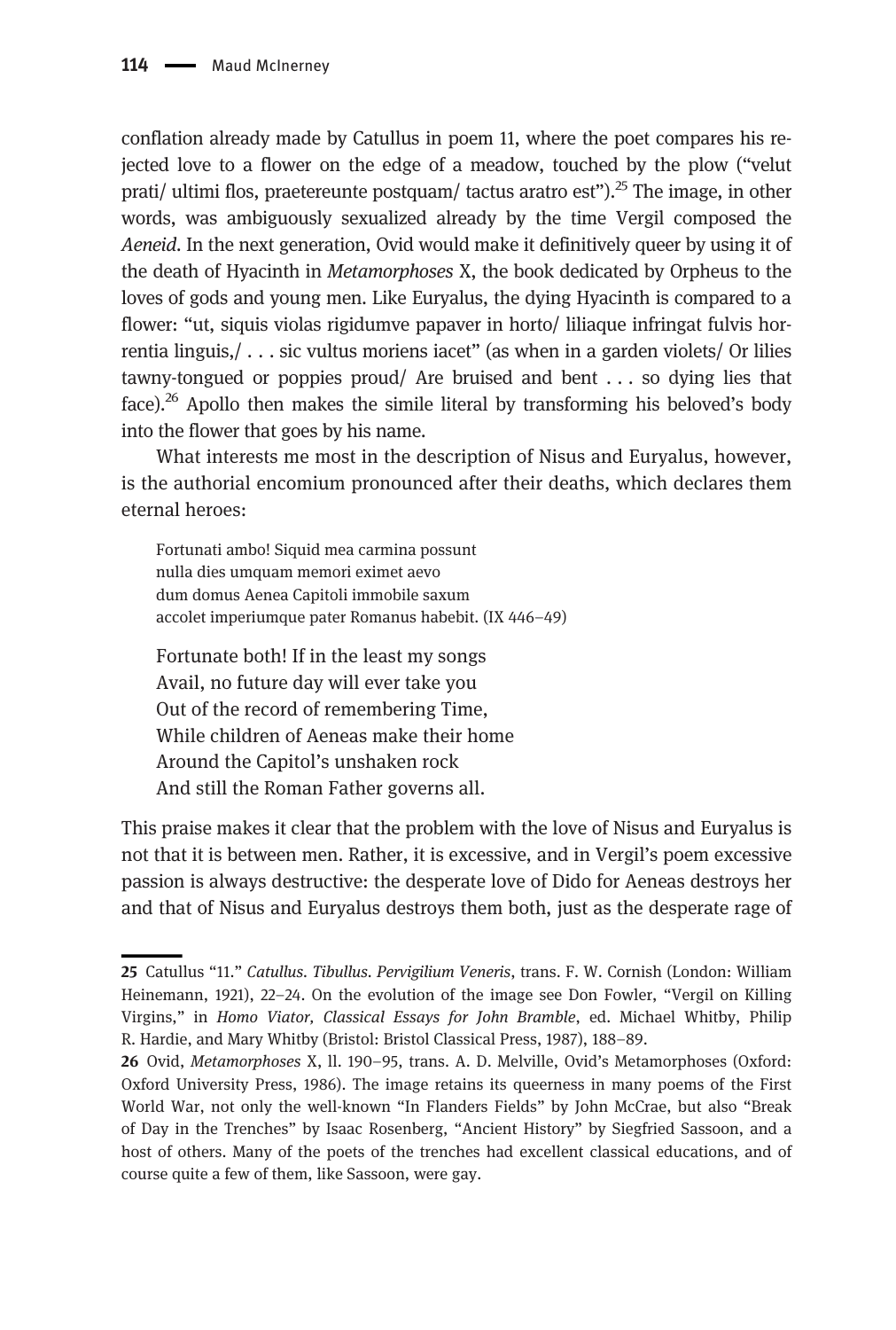conflation already made by Catullus in poem 11, where the poet compares his rejected love to a flower on the edge of a meadow, touched by the plow ("velut prati/ ultimi flos, praetereunte postquam/ tactus aratro est").[25] The image, in other words, was ambiguously sexualized already by the time Vergil composed the *Aeneid*. In the next generation, Ovid would make it definitively queer by using it of the death of Hyacinth in *Metamorphoses* X, the book dedicated by Orpheus to the loves of gods and young men. Like Euryalus, the dying Hyacinth is compared to a flower: "ut, siquis violas rigidumve papaver in horto/ liliaque infringat fulvis horrentia linguis,/ . . . sic vultus moriens iacet" (as when in a garden violets/ Or lilies tawny-tongued or poppies proud/ Are bruised and bent . . . so dying lies that face).[26] Apollo then makes the simile literal by transforming his beloved's body into the flower that goes by his name.

What interests me most in the description of Nisus and Euryalus, however, is the authorial encomium pronounced after their deaths, which declares them eternal heroes:

> Fortunati ambo! Siquid mea carmina possunt  
> nulla dies umquam memori eximet aevo  
> dum domus Aenea Capitoli immobile saxum  
> accolet imperiumque pater Romanus habebit. (IX 446–49)

> Fortunate both! If in the least my songs  
> Avail, no future day will ever take you  
> Out of the record of remembering Time,  
> While children of Aeneas make their home  
> Around the Capitol's unshaken rock  
> And still the Roman Father governs all.

This praise makes it clear that the problem with the love of Nisus and Euryalus is not that it is between men. Rather, it is excessive, and in Vergil's poem excessive passion is always destructive: the desperate love of Dido for Aeneas destroys her and that of Nisus and Euryalus destroys them both, just as the desperate rage of

---

**25** Catullus "11." *Catullus. Tibullus. Pervigilium Veneris*, trans. F. W. Cornish (London: William Heinemann, 1921), 22–24. On the evolution of the image see Don Fowler, "Vergil on Killing Virgins," in *Homo Viator, Classical Essays for John Bramble*, ed. Michael Whitby, Philip R. Hardie, and Mary Whitby (Bristol: Bristol Classical Press, 1987), 188–89.

**26** Ovid, *Metamorphoses* X, ll. 190–95, trans. A. D. Melville, Ovid's Metamorphoses (Oxford: Oxford University Press, 1986). The image retains its queerness in many poems of the First World War, not only the well-known "In Flanders Fields" by John McCrae, but also "Break of Day in the Trenches" by Isaac Rosenberg, "Ancient History" by Siegfried Sassoon, and a host of others. Many of the poets of the trenches had excellent classical educations, and of course quite a few of them, like Sassoon, were gay.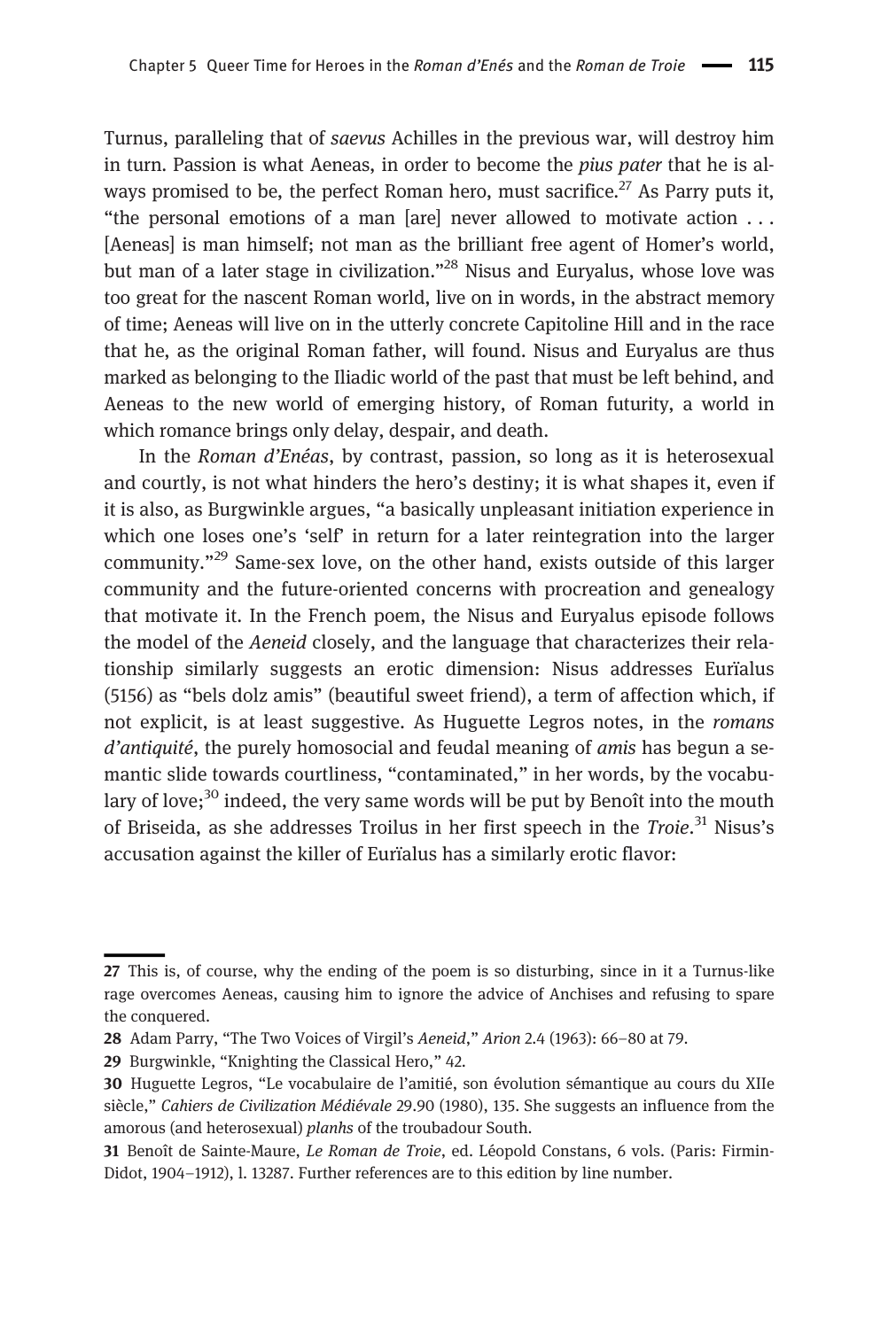Turnus, paralleling that of *saevus* Achilles in the previous war, will destroy him in turn. Passion is what Aeneas, in order to become the *pius pater* that he is always promised to be, the perfect Roman hero, must sacrifice.[27] As Parry puts it, "the personal emotions of a man [are] never allowed to motivate action . . . [Aeneas] is man himself; not man as the brilliant free agent of Homer's world, but man of a later stage in civilization."[28] Nisus and Euryalus, whose love was too great for the nascent Roman world, live on in words, in the abstract memory of time; Aeneas will live on in the utterly concrete Capitoline Hill and in the race that he, as the original Roman father, will found. Nisus and Euryalus are thus marked as belonging to the Iliadic world of the past that must be left behind, and Aeneas to the new world of emerging history, of Roman futurity, a world in which romance brings only delay, despair, and death.

In the *Roman d'Enéas*, by contrast, passion, so long as it is heterosexual and courtly, is not what hinders the hero's destiny; it is what shapes it, even if it is also, as Burgwinkle argues, "a basically unpleasant initiation experience in which one loses one's 'self' in return for a later reintegration into the larger community."[29] Same-sex love, on the other hand, exists outside of this larger community and the future-oriented concerns with procreation and genealogy that motivate it. In the French poem, the Nisus and Euryalus episode follows the model of the *Aeneid* closely, and the language that characterizes their relationship similarly suggests an erotic dimension: Nisus addresses Eurïalus (5156) as "bels dolz amis" (beautiful sweet friend), a term of affection which, if not explicit, is at least suggestive. As Huguette Legros notes, in the *romans d'antiquité*, the purely homosocial and feudal meaning of *amis* has begun a semantic slide towards courtliness, "contaminated," in her words, by the vocabulary of love;[30] indeed, the very same words will be put by Benoît into the mouth of Briseida, as she addresses Troilus in her first speech in the *Troie*.[31] Nisus's accusation against the killer of Eurïalus has a similarly erotic flavor:

---

27 This is, of course, why the ending of the poem is so disturbing, since in it a Turnus-like rage overcomes Aeneas, causing him to ignore the advice of Anchises and refusing to spare the conquered.

28 Adam Parry, "The Two Voices of Virgil's *Aeneid*," *Arion* 2.4 (1963): 66–80 at 79.

29 Burgwinkle, "Knighting the Classical Hero," 42.

30 Huguette Legros, "Le vocabulaire de l'amitié, son évolution sémantique au cours du XIIe siècle," *Cahiers de Civilization Médiévale* 29.90 (1980), 135. She suggests an influence from the amorous (and heterosexual) *planhs* of the troubadour South.

31 Benoît de Sainte-Maure, *Le Roman de Troie*, ed. Léopold Constans, 6 vols. (Paris: Firmin-Didot, 1904–1912), l. 13287. Further references are to this edition by line number.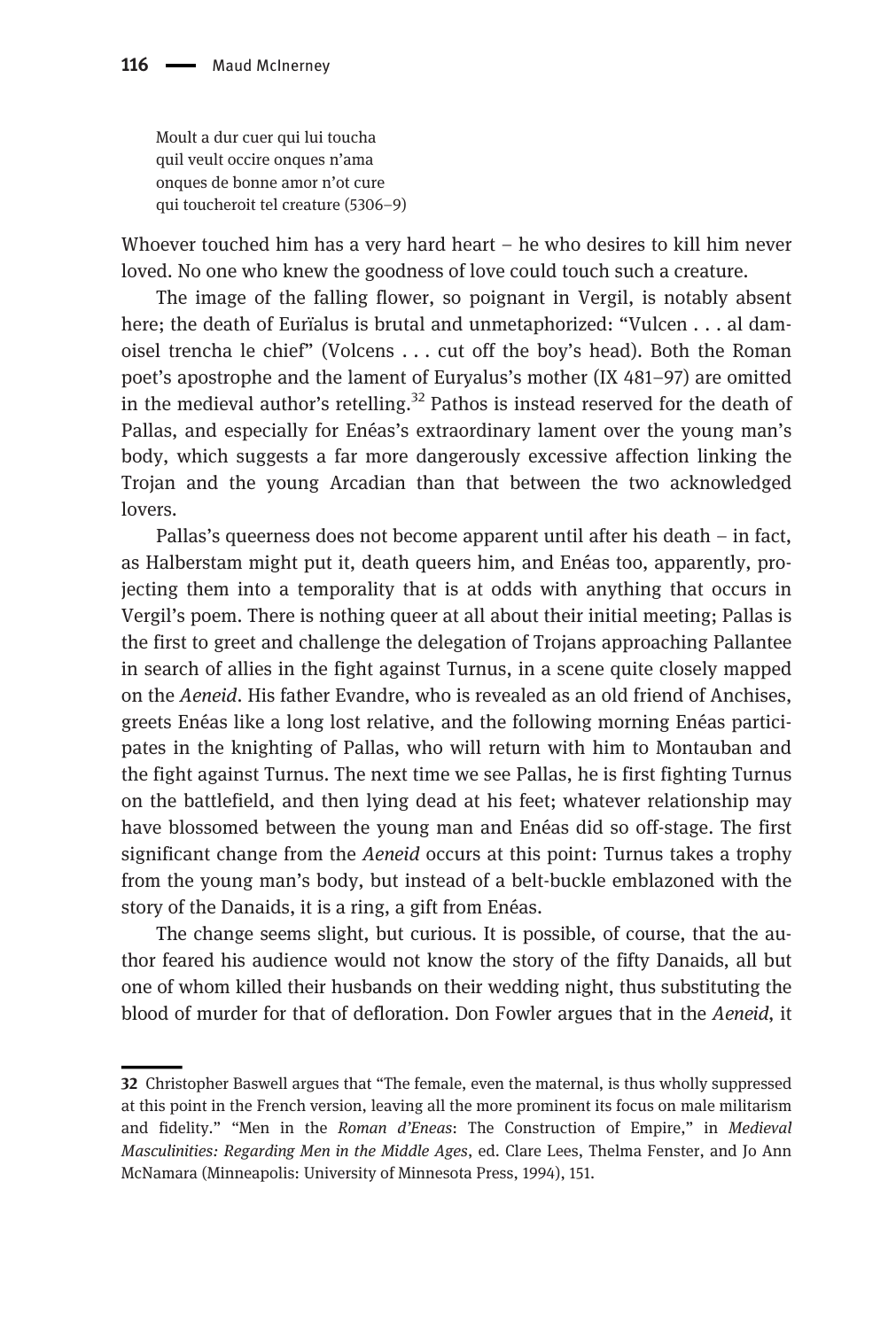> Moult a dur cuer qui lui toucha
> quil veult occire onques n'ama
> onques de bonne amor n'ot cure
> qui toucheroit tel creature (5306–9)

Whoever touched him has a very hard heart – he who desires to kill him never loved. No one who knew the goodness of love could touch such a creature.

The image of the falling flower, so poignant in Vergil, is notably absent here; the death of Eurïalus is brutal and unmetaphorized: "Vulcen . . . al damoisel trencha le chief" (Volcens . . . cut off the boy's head). Both the Roman poet's apostrophe and the lament of Euryalus's mother (IX 481–97) are omitted in the medieval author's retelling.[32] Pathos is instead reserved for the death of Pallas, and especially for Enéas's extraordinary lament over the young man's body, which suggests a far more dangerously excessive affection linking the Trojan and the young Arcadian than that between the two acknowledged lovers.

Pallas's queerness does not become apparent until after his death – in fact, as Halberstam might put it, death queers him, and Enéas too, apparently, projecting them into a temporality that is at odds with anything that occurs in Vergil's poem. There is nothing queer at all about their initial meeting; Pallas is the first to greet and challenge the delegation of Trojans approaching Pallantee in search of allies in the fight against Turnus, in a scene quite closely mapped on the *Aeneid*. His father Evandre, who is revealed as an old friend of Anchises, greets Enéas like a long lost relative, and the following morning Enéas participates in the knighting of Pallas, who will return with him to Montauban and the fight against Turnus. The next time we see Pallas, he is first fighting Turnus on the battlefield, and then lying dead at his feet; whatever relationship may have blossomed between the young man and Enéas did so off-stage. The first significant change from the *Aeneid* occurs at this point: Turnus takes a trophy from the young man's body, but instead of a belt-buckle emblazoned with the story of the Danaids, it is a ring, a gift from Enéas.

The change seems slight, but curious. It is possible, of course, that the author feared his audience would not know the story of the fifty Danaids, all but one of whom killed their husbands on their wedding night, thus substituting the blood of murder for that of defloration. Don Fowler argues that in the *Aeneid*, it

---

32 Christopher Baswell argues that "The female, even the maternal, is thus wholly suppressed at this point in the French version, leaving all the more prominent its focus on male militarism and fidelity." "Men in the *Roman d'Eneas*: The Construction of Empire," in *Medieval Masculinities: Regarding Men in the Middle Ages*, ed. Clare Lees, Thelma Fenster, and Jo Ann McNamara (Minneapolis: University of Minnesota Press, 1994), 151.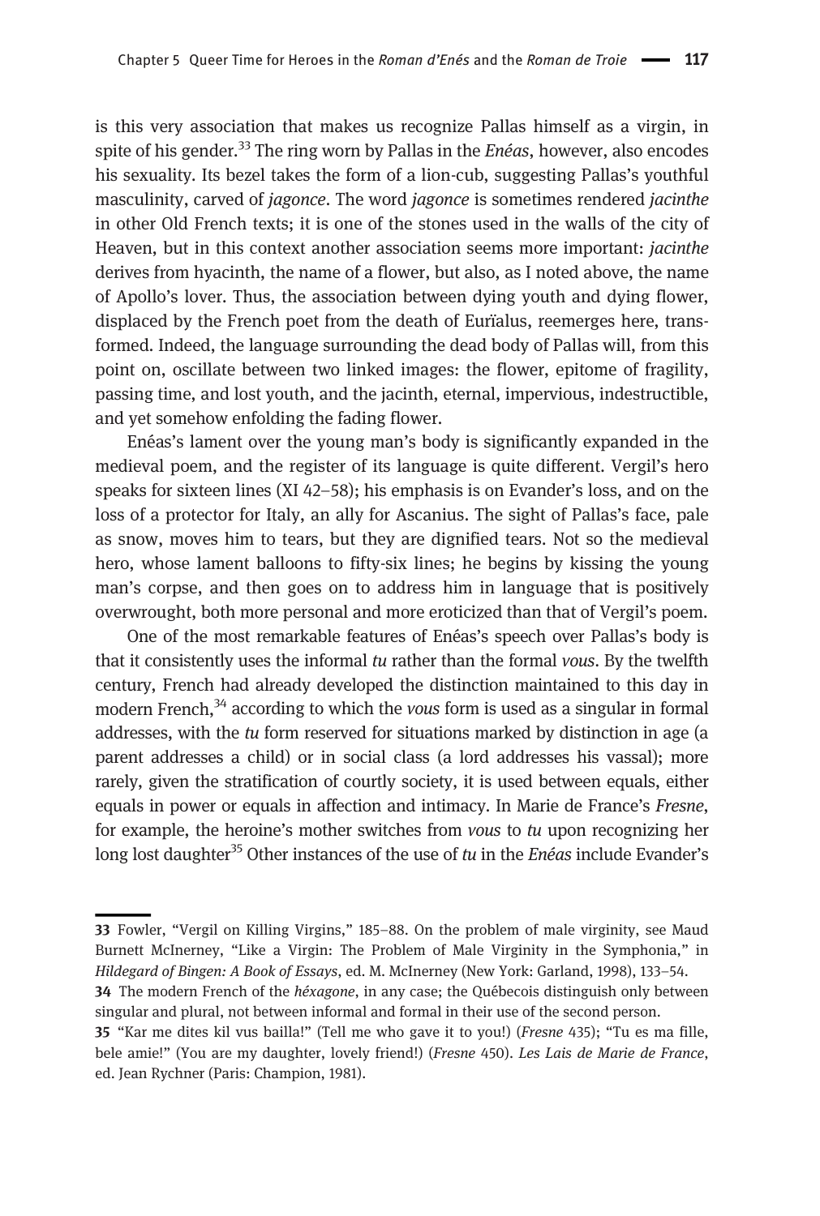is this very association that makes us recognize Pallas himself as a virgin, in spite of his gender.[33] The ring worn by Pallas in the *Enéas*, however, also encodes his sexuality. Its bezel takes the form of a lion-cub, suggesting Pallas's youthful masculinity, carved of *jagonce*. The word *jagonce* is sometimes rendered *jacinthe* in other Old French texts; it is one of the stones used in the walls of the city of Heaven, but in this context another association seems more important: *jacinthe* derives from hyacinth, the name of a flower, but also, as I noted above, the name of Apollo's lover. Thus, the association between dying youth and dying flower, displaced by the French poet from the death of Eurïalus, reemerges here, transformed. Indeed, the language surrounding the dead body of Pallas will, from this point on, oscillate between two linked images: the flower, epitome of fragility, passing time, and lost youth, and the jacinth, eternal, impervious, indestructible, and yet somehow enfolding the fading flower.

Enéas's lament over the young man's body is significantly expanded in the medieval poem, and the register of its language is quite different. Vergil's hero speaks for sixteen lines (XI 42–58); his emphasis is on Evander's loss, and on the loss of a protector for Italy, an ally for Ascanius. The sight of Pallas's face, pale as snow, moves him to tears, but they are dignified tears. Not so the medieval hero, whose lament balloons to fifty-six lines; he begins by kissing the young man's corpse, and then goes on to address him in language that is positively overwrought, both more personal and more eroticized than that of Vergil's poem.

One of the most remarkable features of Enéas's speech over Pallas's body is that it consistently uses the informal *tu* rather than the formal *vous*. By the twelfth century, French had already developed the distinction maintained to this day in modern French,[34] according to which the *vous* form is used as a singular in formal addresses, with the *tu* form reserved for situations marked by distinction in age (a parent addresses a child) or in social class (a lord addresses his vassal); more rarely, given the stratification of courtly society, it is used between equals, either equals in power or equals in affection and intimacy. In Marie de France's *Fresne*, for example, the heroine's mother switches from *vous* to *tu* upon recognizing her long lost daughter[35] Other instances of the use of *tu* in the *Enéas* include Evander's

---

33 Fowler, "Vergil on Killing Virgins," 185–88. On the problem of male virginity, see Maud Burnett McInerney, "Like a Virgin: The Problem of Male Virginity in the Symphonia," in *Hildegard of Bingen: A Book of Essays*, ed. M. McInerney (New York: Garland, 1998), 133–54.

34 The modern French of the *héxagone*, in any case; the Québecois distinguish only between singular and plural, not between informal and formal in their use of the second person.

35 "Kar me dites kil vus bailla!" (Tell me who gave it to you!) (*Fresne* 435); "Tu es ma fille, bele amie!" (You are my daughter, lovely friend!) (*Fresne* 450). *Les Lais de Marie de France*, ed. Jean Rychner (Paris: Champion, 1981).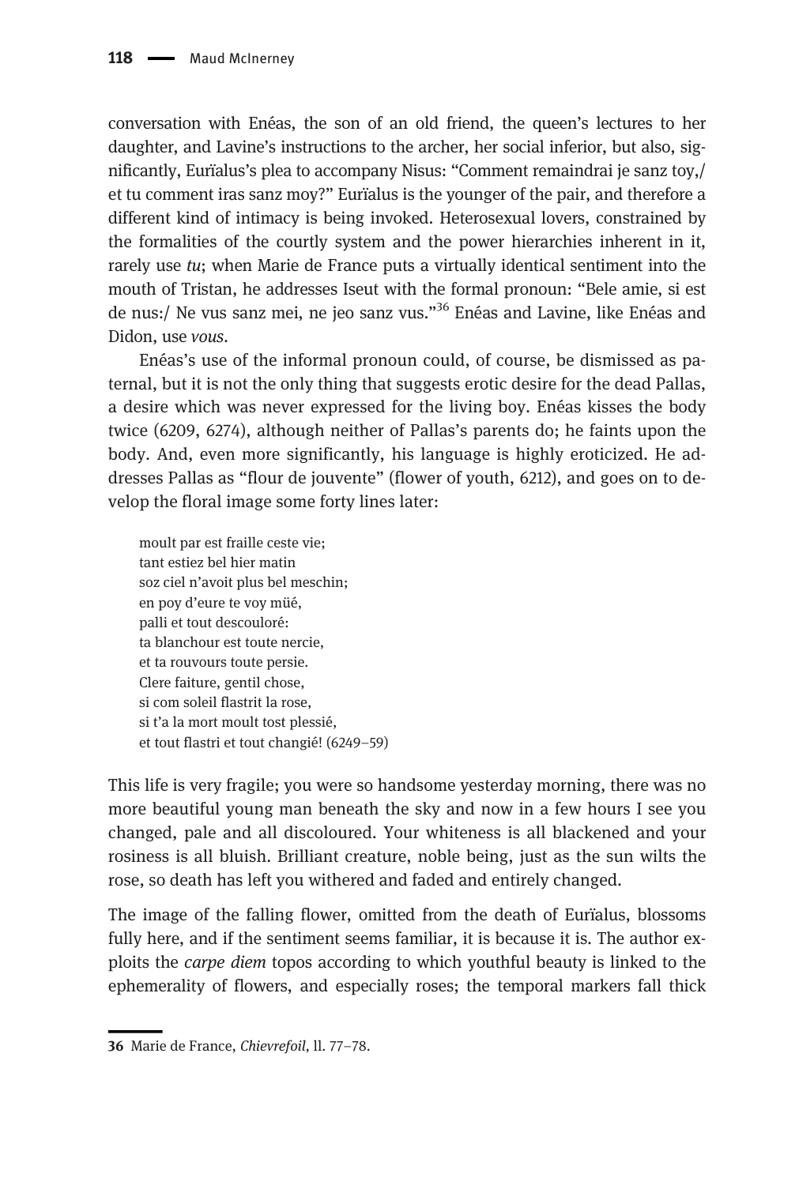conversation with Enéas, the son of an old friend, the queen's lectures to her daughter, and Lavine's instructions to the archer, her social inferior, but also, significantly, Eurïalus's plea to accompany Nisus: "Comment remaindrai je sanz toy,/ et tu comment iras sanz moy?" Eurïalus is the younger of the pair, and therefore a different kind of intimacy is being invoked. Heterosexual lovers, constrained by the formalities of the courtly system and the power hierarchies inherent in it, rarely use *tu*; when Marie de France puts a virtually identical sentiment into the mouth of Tristan, he addresses Iseut with the formal pronoun: "Bele amie, si est de nus:/ Ne vus sanz mei, ne jeo sanz vus."[36] Enéas and Lavine, like Enéas and Didon, use *vous*.

Enéas's use of the informal pronoun could, of course, be dismissed as paternal, but it is not the only thing that suggests erotic desire for the dead Pallas, a desire which was never expressed for the living boy. Enéas kisses the body twice (6209, 6274), although neither of Pallas's parents do; he faints upon the body. And, even more significantly, his language is highly eroticized. He addresses Pallas as "flour de jouvente" (flower of youth, 6212), and goes on to develop the floral image some forty lines later:

> moult par est fraille ceste vie;
> tant estiez bel hier matin
> soz ciel n'avoit plus bel meschin;
> en poy d'eure te voy müé,
> palli et tout descouloré:
> ta blanchour est toute nercie,
> et ta rouvours toute persie.
> Clere faiture, gentil chose,
> si com soleil flastrit la rose,
> si t'a la mort moult tost plessié,
> et tout flastri et tout changié! (6249–59)

This life is very fragile; you were so handsome yesterday morning, there was no more beautiful young man beneath the sky and now in a few hours I see you changed, pale and all discoloured. Your whiteness is all blackened and your rosiness is all bluish. Brilliant creature, noble being, just as the sun wilts the rose, so death has left you withered and faded and entirely changed.

The image of the falling flower, omitted from the death of Eurïalus, blossoms fully here, and if the sentiment seems familiar, it is because it is. The author exploits the *carpe diem* topos according to which youthful beauty is linked to the ephemerality of flowers, and especially roses; the temporal markers fall thick

---

36 Marie de France, *Chievrefoil*, ll. 77–78.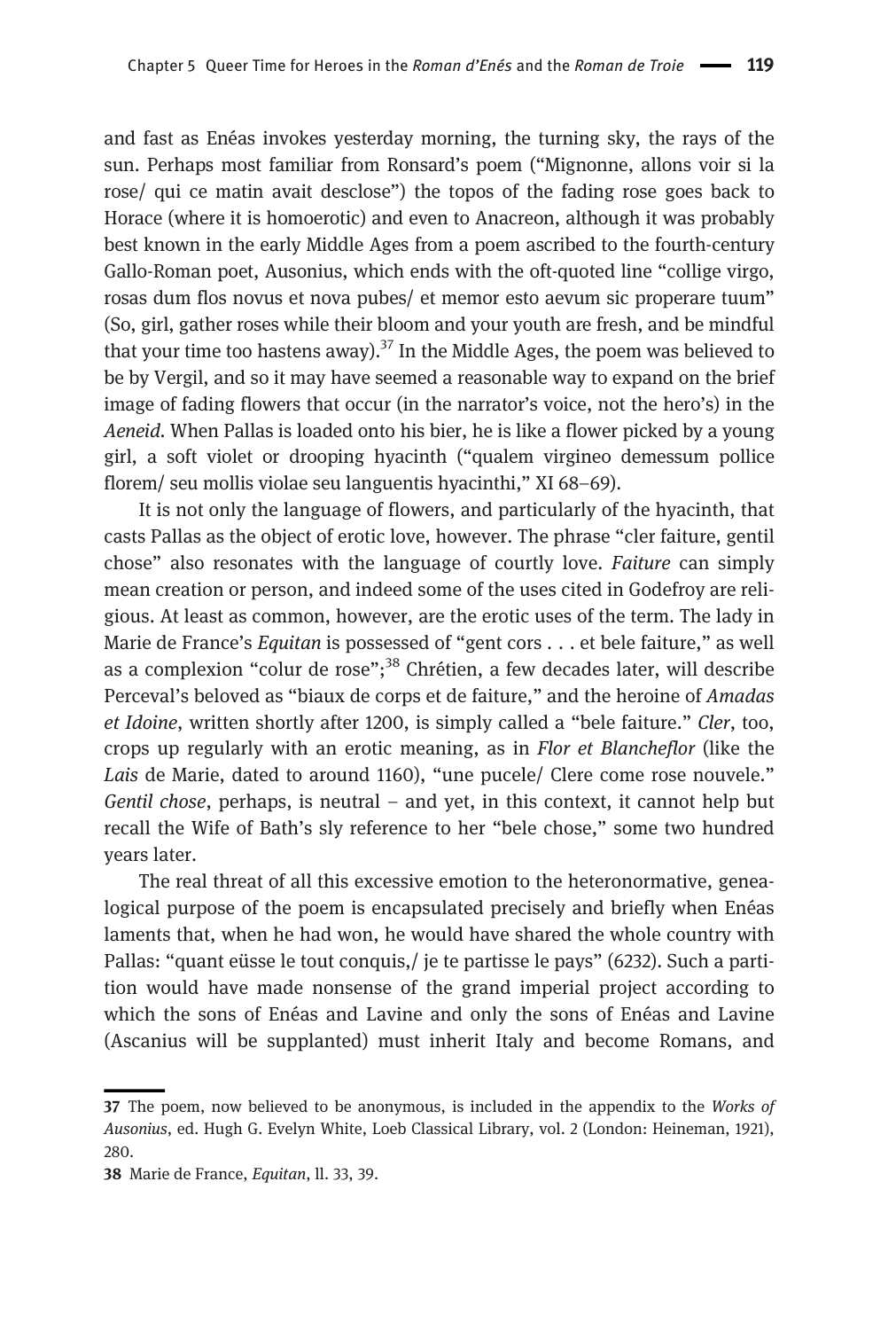and fast as Enéas invokes yesterday morning, the turning sky, the rays of the sun. Perhaps most familiar from Ronsard's poem ("Mignonne, allons voir si la rose/ qui ce matin avait desclose") the topos of the fading rose goes back to Horace (where it is homoerotic) and even to Anacreon, although it was probably best known in the early Middle Ages from a poem ascribed to the fourth-century Gallo-Roman poet, Ausonius, which ends with the oft-quoted line "collige virgo, rosas dum flos novus et nova pubes/ et memor esto aevum sic properare tuum" (So, girl, gather roses while their bloom and your youth are fresh, and be mindful that your time too hastens away).[37] In the Middle Ages, the poem was believed to be by Vergil, and so it may have seemed a reasonable way to expand on the brief image of fading flowers that occur (in the narrator's voice, not the hero's) in the *Aeneid*. When Pallas is loaded onto his bier, he is like a flower picked by a young girl, a soft violet or drooping hyacinth ("qualem virgineo demessum pollice florem/ seu mollis violae seu languentis hyacinthi," XI 68–69).

It is not only the language of flowers, and particularly of the hyacinth, that casts Pallas as the object of erotic love, however. The phrase "cler faiture, gentil chose" also resonates with the language of courtly love. *Faiture* can simply mean creation or person, and indeed some of the uses cited in Godefroy are religious. At least as common, however, are the erotic uses of the term. The lady in Marie de France's *Equitan* is possessed of "gent cors . . . et bele faiture," as well as a complexion "colur de rose";[38] Chrétien, a few decades later, will describe Perceval's beloved as "biaux de corps et de faiture," and the heroine of *Amadas et Idoine*, written shortly after 1200, is simply called a "bele faiture." *Cler*, too, crops up regularly with an erotic meaning, as in *Flor et Blancheflor* (like the *Lais* de Marie, dated to around 1160), "une pucele/ Clere come rose nouvele." *Gentil chose*, perhaps, is neutral – and yet, in this context, it cannot help but recall the Wife of Bath's sly reference to her "bele chose," some two hundred years later.

The real threat of all this excessive emotion to the heteronormative, genealogical purpose of the poem is encapsulated precisely and briefly when Enéas laments that, when he had won, he would have shared the whole country with Pallas: "quant eüsse le tout conquis,/ je te partisse le pays" (6232). Such a partition would have made nonsense of the grand imperial project according to which the sons of Enéas and Lavine and only the sons of Enéas and Lavine (Ascanius will be supplanted) must inherit Italy and become Romans, and

---

**37** The poem, now believed to be anonymous, is included in the appendix to the *Works of Ausonius*, ed. Hugh G. Evelyn White, Loeb Classical Library, vol. 2 (London: Heineman, 1921), 280.

**38** Marie de France, *Equitan*, ll. 33, 39.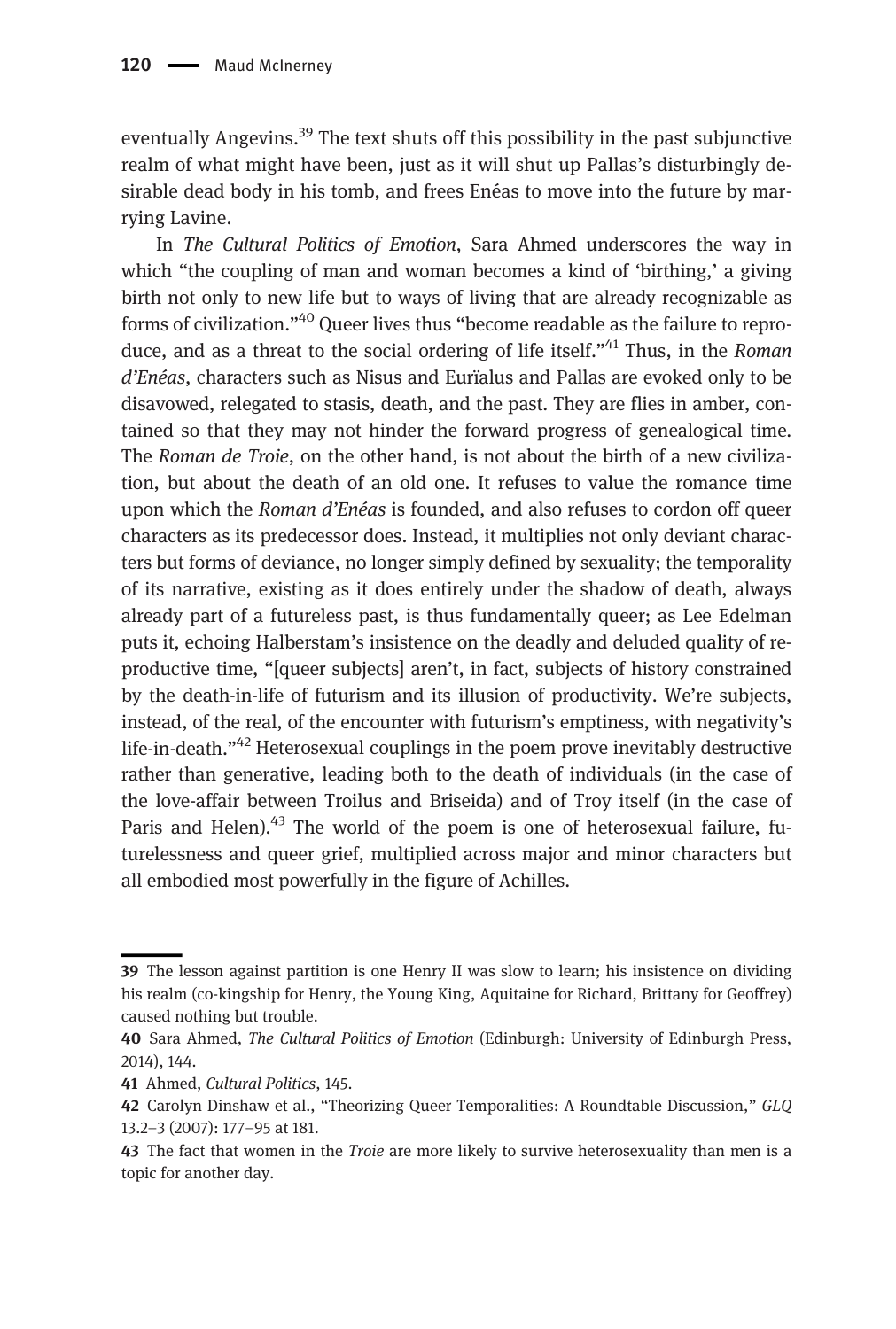eventually Angevins.[39] The text shuts off this possibility in the past subjunctive realm of what might have been, just as it will shut up Pallas's disturbingly desirable dead body in his tomb, and frees Enéas to move into the future by marrying Lavine.

In *The Cultural Politics of Emotion*, Sara Ahmed underscores the way in which "the coupling of man and woman becomes a kind of 'birthing,' a giving birth not only to new life but to ways of living that are already recognizable as forms of civilization."[40] Queer lives thus "become readable as the failure to reproduce, and as a threat to the social ordering of life itself."[41] Thus, in the *Roman d'Enéas*, characters such as Nisus and Eurïalus and Pallas are evoked only to be disavowed, relegated to stasis, death, and the past. They are flies in amber, contained so that they may not hinder the forward progress of genealogical time. The *Roman de Troie*, on the other hand, is not about the birth of a new civilization, but about the death of an old one. It refuses to value the romance time upon which the *Roman d'Enéas* is founded, and also refuses to cordon off queer characters as its predecessor does. Instead, it multiplies not only deviant characters but forms of deviance, no longer simply defined by sexuality; the temporality of its narrative, existing as it does entirely under the shadow of death, always already part of a futureless past, is thus fundamentally queer; as Lee Edelman puts it, echoing Halberstam's insistence on the deadly and deluded quality of reproductive time, "[queer subjects] aren't, in fact, subjects of history constrained by the death-in-life of futurism and its illusion of productivity. We're subjects, instead, of the real, of the encounter with futurism's emptiness, with negativity's life-in-death."[42] Heterosexual couplings in the poem prove inevitably destructive rather than generative, leading both to the death of individuals (in the case of the love-affair between Troilus and Briseida) and of Troy itself (in the case of Paris and Helen).[43] The world of the poem is one of heterosexual failure, futurelessness and queer grief, multiplied across major and minor characters but all embodied most powerfully in the figure of Achilles.

---

39 The lesson against partition is one Henry II was slow to learn; his insistence on dividing his realm (co-kingship for Henry, the Young King, Aquitaine for Richard, Brittany for Geoffrey) caused nothing but trouble.

40 Sara Ahmed, *The Cultural Politics of Emotion* (Edinburgh: University of Edinburgh Press, 2014), 144.

41 Ahmed, *Cultural Politics*, 145.

42 Carolyn Dinshaw et al., "Theorizing Queer Temporalities: A Roundtable Discussion," *GLQ* 13.2–3 (2007): 177–95 at 181.

43 The fact that women in the *Troie* are more likely to survive heterosexuality than men is a topic for another day.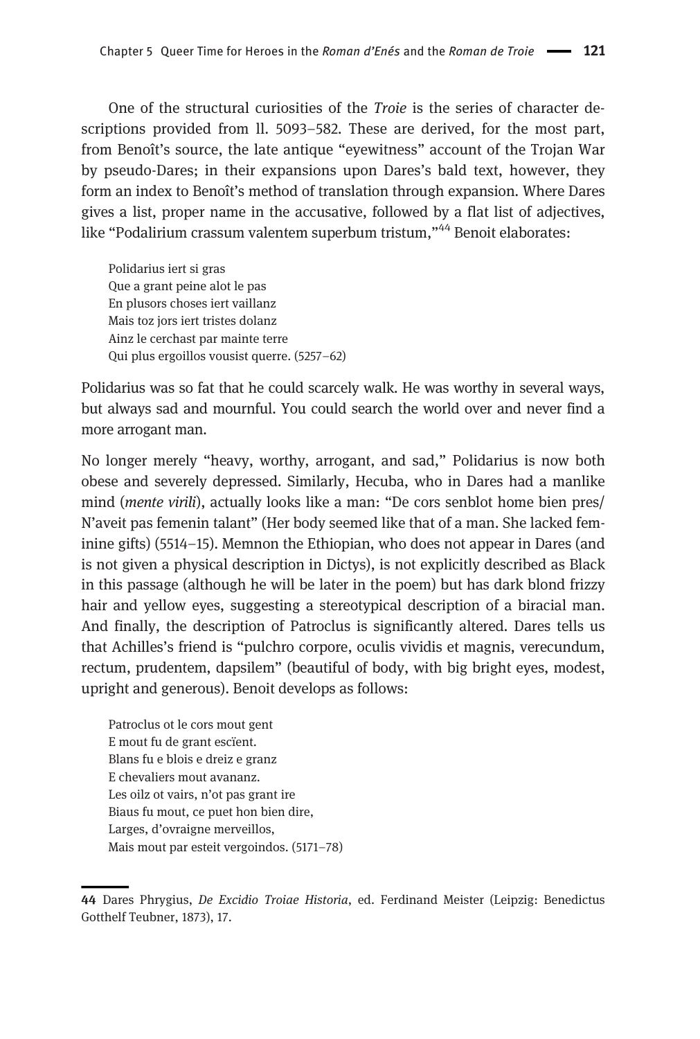One of the structural curiosities of the *Troie* is the series of character descriptions provided from ll. 5093–582. These are derived, for the most part, from Benoît's source, the late antique "eyewitness" account of the Trojan War by pseudo-Dares; in their expansions upon Dares's bald text, however, they form an index to Benoît's method of translation through expansion. Where Dares gives a list, proper name in the accusative, followed by a flat list of adjectives, like "Podalirium crassum valentem superbum tristum,"[44] Benoit elaborates:

> Polidarius iert si gras
> Que a grant peine alot le pas
> En plusors choses iert vaillanz
> Mais toz jors iert tristes dolanz
> Ainz le cerchast par mainte terre
> Qui plus ergoillos vousist querre. (5257–62)

Polidarius was so fat that he could scarcely walk. He was worthy in several ways, but always sad and mournful. You could search the world over and never find a more arrogant man.

No longer merely "heavy, worthy, arrogant, and sad," Polidarius is now both obese and severely depressed. Similarly, Hecuba, who in Dares had a manlike mind (*mente virili*), actually looks like a man: "De cors senblot home bien pres/ N'aveit pas femenin talant" (Her body seemed like that of a man. She lacked feminine gifts) (5514–15). Memnon the Ethiopian, who does not appear in Dares (and is not given a physical description in Dictys), is not explicitly described as Black in this passage (although he will be later in the poem) but has dark blond frizzy hair and yellow eyes, suggesting a stereotypical description of a biracial man. And finally, the description of Patroclus is significantly altered. Dares tells us that Achilles's friend is "pulchro corpore, oculis vividis et magnis, verecundum, rectum, prudentem, dapsilem" (beautiful of body, with big bright eyes, modest, upright and generous). Benoit develops as follows:

> Patroclus ot le cors mout gent
> E mout fu de grant escïent.
> Blans fu e blois e dreiz e granz
> E chevaliers mout avananz.
> Les oilz ot vairs, n'ot pas grant ire
> Biaus fu mout, ce puet hon bien dire,
> Larges, d'ovraigne merveillos,
> Mais mout par esteit vergoindos. (5171–78)

44 Dares Phrygius, *De Excidio Troiae Historia*, ed. Ferdinand Meister (Leipzig: Benedictus Gotthelf Teubner, 1873), 17.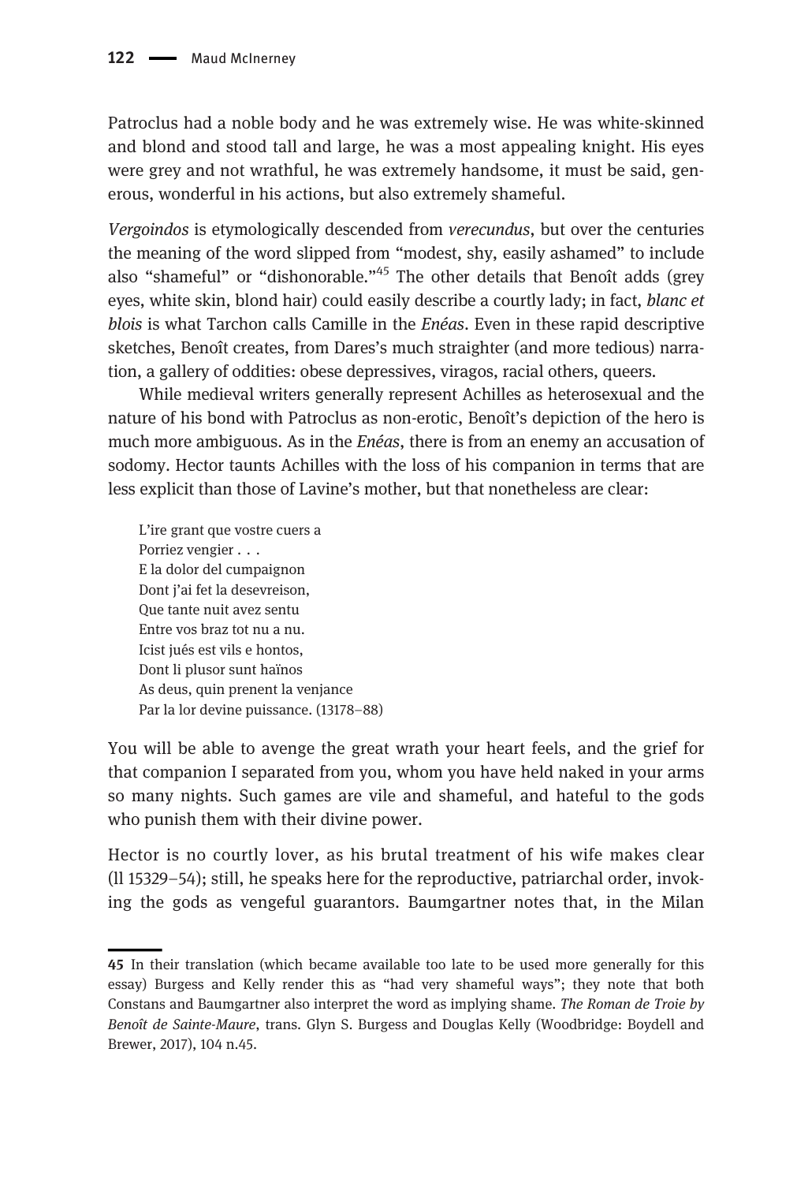Patroclus had a noble body and he was extremely wise. He was white-skinned and blond and stood tall and large, he was a most appealing knight. His eyes were grey and not wrathful, he was extremely handsome, it must be said, generous, wonderful in his actions, but also extremely shameful.

*Vergoindos* is etymologically descended from *verecundus*, but over the centuries the meaning of the word slipped from "modest, shy, easily ashamed" to include also "shameful" or "dishonorable."[45] The other details that Benoît adds (grey eyes, white skin, blond hair) could easily describe a courtly lady; in fact, *blanc et blois* is what Tarchon calls Camille in the *Enéas*. Even in these rapid descriptive sketches, Benoît creates, from Dares's much straighter (and more tedious) narration, a gallery of oddities: obese depressives, viragos, racial others, queers.

While medieval writers generally represent Achilles as heterosexual and the nature of his bond with Patroclus as non-erotic, Benoît's depiction of the hero is much more ambiguous. As in the *Enéas*, there is from an enemy an accusation of sodomy. Hector taunts Achilles with the loss of his companion in terms that are less explicit than those of Lavine's mother, but that nonetheless are clear:

> L'ire grant que vostre cuers a
> Porriez vengier . . .
> E la dolor del cumpaignon
> Dont j'ai fet la desevreison,
> Que tante nuit avez sentu
> Entre vos braz tot nu a nu.
> Icist jués est vils e hontos,
> Dont li plusor sunt haïnos
> As deus, quin prenent la venjance
> Par la lor devine puissance. (13178–88)

You will be able to avenge the great wrath your heart feels, and the grief for that companion I separated from you, whom you have held naked in your arms so many nights. Such games are vile and shameful, and hateful to the gods who punish them with their divine power.

Hector is no courtly lover, as his brutal treatment of his wife makes clear (ll 15329–54); still, he speaks here for the reproductive, patriarchal order, invoking the gods as vengeful guarantors. Baumgartner notes that, in the Milan

---

45 In their translation (which became available too late to be used more generally for this essay) Burgess and Kelly render this as "had very shameful ways"; they note that both Constans and Baumgartner also interpret the word as implying shame. *The Roman de Troie by Benoît de Sainte-Maure*, trans. Glyn S. Burgess and Douglas Kelly (Woodbridge: Boydell and Brewer, 2017), 104 n.45.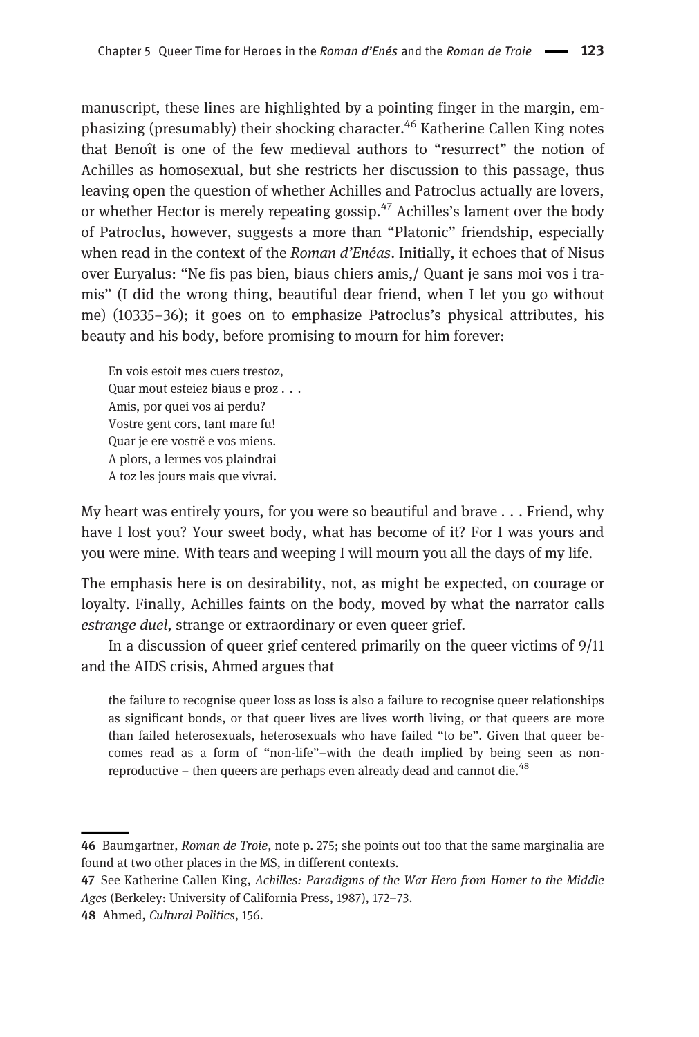manuscript, these lines are highlighted by a pointing finger in the margin, emphasizing (presumably) their shocking character.[46] Katherine Callen King notes that Benoît is one of the few medieval authors to "resurrect" the notion of Achilles as homosexual, but she restricts her discussion to this passage, thus leaving open the question of whether Achilles and Patroclus actually are lovers, or whether Hector is merely repeating gossip.[47] Achilles's lament over the body of Patroclus, however, suggests a more than "Platonic" friendship, especially when read in the context of the *Roman d'Enéas*. Initially, it echoes that of Nisus over Euryalus: "Ne fis pas bien, biaus chiers amis,/ Quant je sans moi vos i tramis" (I did the wrong thing, beautiful dear friend, when I let you go without me) (10335–36); it goes on to emphasize Patroclus's physical attributes, his beauty and his body, before promising to mourn for him forever:

> En vois estoit mes cuers trestoz,
> Quar mout esteiez biaus e proz . . .
> Amis, por quei vos ai perdu?
> Vostre gent cors, tant mare fu!
> Quar je ere vostrë e vos miens.
> A plors, a lermes vos plaindrai
> A toz les jours mais que vivrai.

My heart was entirely yours, for you were so beautiful and brave . . . Friend, why have I lost you? Your sweet body, what has become of it? For I was yours and you were mine. With tears and weeping I will mourn you all the days of my life.

The emphasis here is on desirability, not, as might be expected, on courage or loyalty. Finally, Achilles faints on the body, moved by what the narrator calls *estrange duel*, strange or extraordinary or even queer grief.

In a discussion of queer grief centered primarily on the queer victims of 9/11 and the AIDS crisis, Ahmed argues that

> the failure to recognise queer loss as loss is also a failure to recognise queer relationships as significant bonds, or that queer lives are lives worth living, or that queers are more than failed heterosexuals, heterosexuals who have failed "to be". Given that queer becomes read as a form of "non-life"–with the death implied by being seen as non-reproductive – then queers are perhaps even already dead and cannot die.[48]

---

46 Baumgartner, *Roman de Troie*, note p. 275; she points out too that the same marginalia are found at two other places in the MS, in different contexts.

47 See Katherine Callen King, *Achilles: Paradigms of the War Hero from Homer to the Middle Ages* (Berkeley: University of California Press, 1987), 172–73.

48 Ahmed, *Cultural Politics*, 156.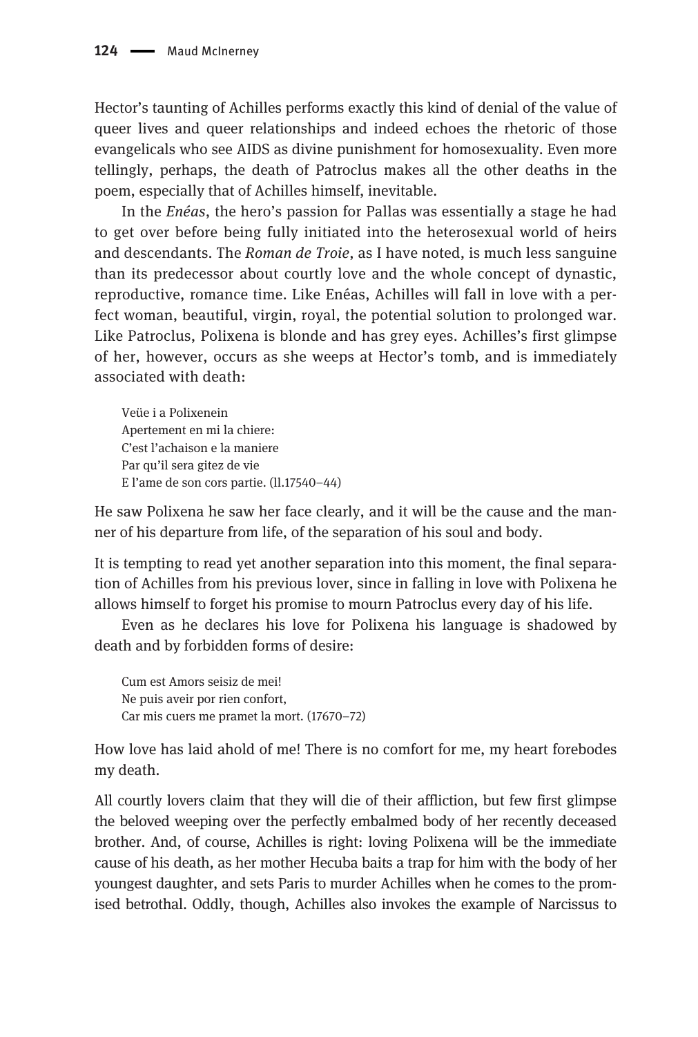Hector's taunting of Achilles performs exactly this kind of denial of the value of queer lives and queer relationships and indeed echoes the rhetoric of those evangelicals who see AIDS as divine punishment for homosexuality. Even more tellingly, perhaps, the death of Patroclus makes all the other deaths in the poem, especially that of Achilles himself, inevitable.

In the *Enéas*, the hero's passion for Pallas was essentially a stage he had to get over before being fully initiated into the heterosexual world of heirs and descendants. The *Roman de Troie*, as I have noted, is much less sanguine than its predecessor about courtly love and the whole concept of dynastic, reproductive, romance time. Like Enéas, Achilles will fall in love with a perfect woman, beautiful, virgin, royal, the potential solution to prolonged war. Like Patroclus, Polixena is blonde and has grey eyes. Achilles's first glimpse of her, however, occurs as she weeps at Hector's tomb, and is immediately associated with death:

> Veüe i a Polixenein
> Apertement en mi la chiere:
> C'est l'achaison e la maniere
> Par qu'il sera gitez de vie
> E l'ame de son cors partie. (ll.17540–44)

He saw Polixena he saw her face clearly, and it will be the cause and the manner of his departure from life, of the separation of his soul and body.

It is tempting to read yet another separation into this moment, the final separation of Achilles from his previous lover, since in falling in love with Polixena he allows himself to forget his promise to mourn Patroclus every day of his life.

Even as he declares his love for Polixena his language is shadowed by death and by forbidden forms of desire:

> Cum est Amors seisiz de mei!
> Ne puis aveir por rien confort,
> Car mis cuers me pramet la mort. (17670–72)

How love has laid ahold of me! There is no comfort for me, my heart forebodes my death.

All courtly lovers claim that they will die of their affliction, but few first glimpse the beloved weeping over the perfectly embalmed body of her recently deceased brother. And, of course, Achilles is right: loving Polixena will be the immediate cause of his death, as her mother Hecuba baits a trap for him with the body of her youngest daughter, and sets Paris to murder Achilles when he comes to the promised betrothal. Oddly, though, Achilles also invokes the example of Narcissus to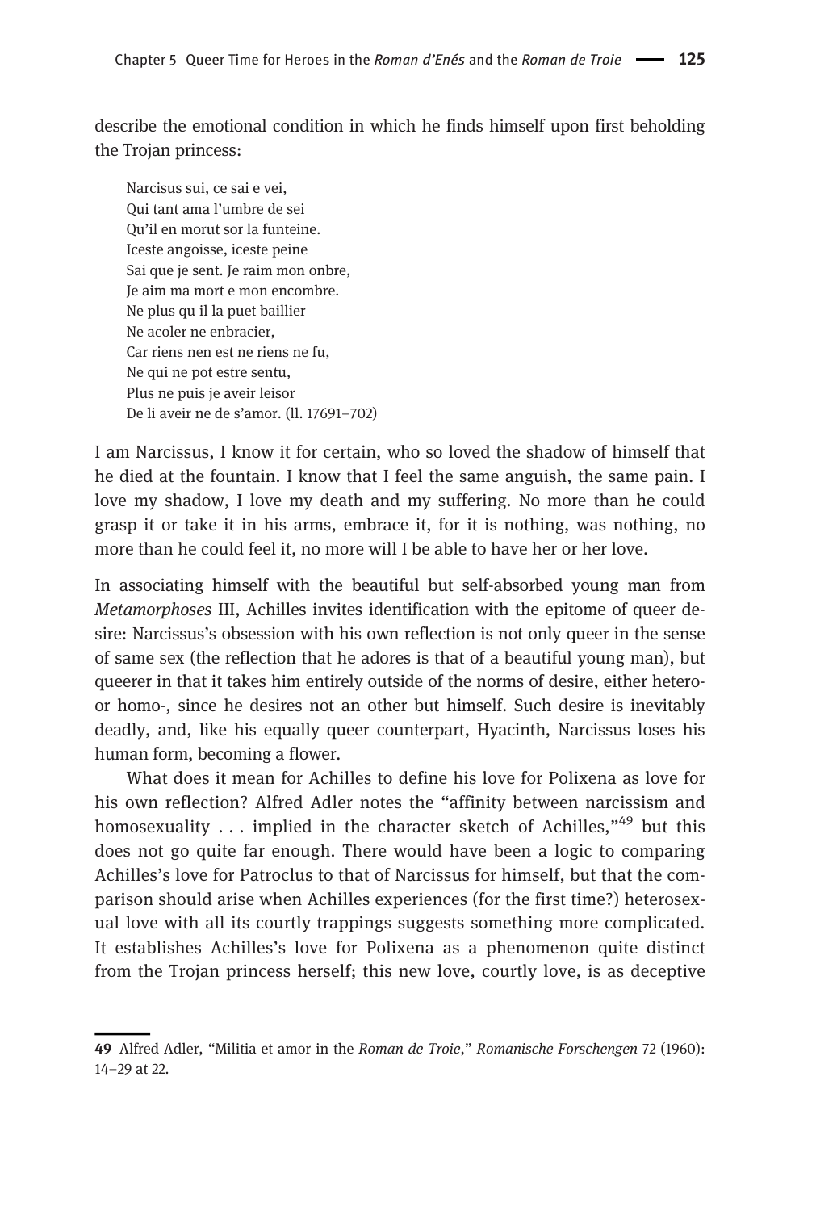describe the emotional condition in which he finds himself upon first beholding the Trojan princess:

> Narcisus sui, ce sai e vei,
> Qui tant ama l'umbre de sei
> Qu'il en morut sor la funteine.
> Iceste angoisse, iceste peine
> Sai que je sent. Je raim mon onbre,
> Je aim ma mort e mon encombre.
> Ne plus qu il la puet baillier
> Ne acoler ne enbracier,
> Car riens nen est ne riens ne fu,
> Ne qui ne pot estre sentu,
> Plus ne puis je aveir leisor
> De li aveir ne de s'amor. (ll. 17691–702)

I am Narcissus, I know it for certain, who so loved the shadow of himself that he died at the fountain. I know that I feel the same anguish, the same pain. I love my shadow, I love my death and my suffering. No more than he could grasp it or take it in his arms, embrace it, for it is nothing, was nothing, no more than he could feel it, no more will I be able to have her or her love.

In associating himself with the beautiful but self-absorbed young man from *Metamorphoses* III, Achilles invites identification with the epitome of queer desire: Narcissus's obsession with his own reflection is not only queer in the sense of same sex (the reflection that he adores is that of a beautiful young man), but queerer in that it takes him entirely outside of the norms of desire, either hetero- or homo-, since he desires not an other but himself. Such desire is inevitably deadly, and, like his equally queer counterpart, Hyacinth, Narcissus loses his human form, becoming a flower.

What does it mean for Achilles to define his love for Polixena as love for his own reflection? Alfred Adler notes the "affinity between narcissism and homosexuality . . . implied in the character sketch of Achilles,"[49] but this does not go quite far enough. There would have been a logic to comparing Achilles's love for Patroclus to that of Narcissus for himself, but that the comparison should arise when Achilles experiences (for the first time?) heterosexual love with all its courtly trappings suggests something more complicated. It establishes Achilles's love for Polixena as a phenomenon quite distinct from the Trojan princess herself; this new love, courtly love, is as deceptive

49 Alfred Adler, "Militia et amor in the *Roman de Troie*," *Romanische Forschengen* 72 (1960): 14–29 at 22.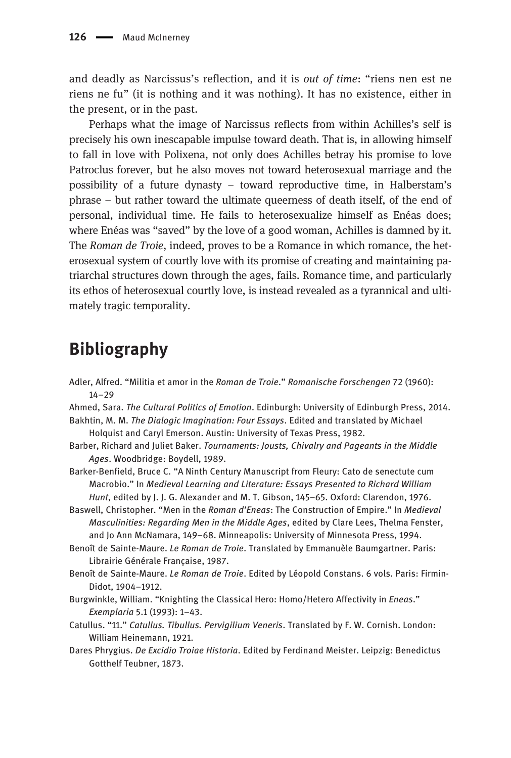and deadly as Narcissus's reflection, and it is *out of time*: "riens nen est ne riens ne fu" (it is nothing and it was nothing). It has no existence, either in the present, or in the past.

Perhaps what the image of Narcissus reflects from within Achilles's self is precisely his own inescapable impulse toward death. That is, in allowing himself to fall in love with Polixena, not only does Achilles betray his promise to love Patroclus forever, but he also moves not toward heterosexual marriage and the possibility of a future dynasty – toward reproductive time, in Halberstam's phrase – but rather toward the ultimate queerness of death itself, of the end of personal, individual time. He fails to heterosexualize himself as Enéas does; where Enéas was "saved" by the love of a good woman, Achilles is damned by it. The *Roman de Troie*, indeed, proves to be a Romance in which romance, the heterosexual system of courtly love with its promise of creating and maintaining patriarchal structures down through the ages, fails. Romance time, and particularly its ethos of heterosexual courtly love, is instead revealed as a tyrannical and ultimately tragic temporality.

## Bibliography

Adler, Alfred. "Militia et amor in the *Roman de Troie*." *Romanische Forschengen* 72 (1960): 14–29

Ahmed, Sara. *The Cultural Politics of Emotion*. Edinburgh: University of Edinburgh Press, 2014.

Bakhtin, M. M. *The Dialogic Imagination: Four Essays*. Edited and translated by Michael Holquist and Caryl Emerson. Austin: University of Texas Press, 1982.

Barber, Richard and Juliet Baker. *Tournaments: Jousts, Chivalry and Pageants in the Middle Ages*. Woodbridge: Boydell, 1989.

Barker-Benfield, Bruce C. "A Ninth Century Manuscript from Fleury: Cato de senectute cum Macrobio." In *Medieval Learning and Literature: Essays Presented to Richard William Hunt*, edited by J. J. G. Alexander and M. T. Gibson, 145–65. Oxford: Clarendon, 1976.

Baswell, Christopher. "Men in the *Roman d'Eneas*: The Construction of Empire." In *Medieval Masculinities: Regarding Men in the Middle Ages*, edited by Clare Lees, Thelma Fenster, and Jo Ann McNamara, 149–68. Minneapolis: University of Minnesota Press, 1994.

Benoît de Sainte-Maure. *Le Roman de Troie*. Translated by Emmanuèle Baumgartner. Paris: Librairie Générale Française, 1987.

Benoît de Sainte-Maure. *Le Roman de Troie*. Edited by Léopold Constans. 6 vols. Paris: Firmin-Didot, 1904–1912.

Burgwinkle, William. "Knighting the Classical Hero: Homo/Hetero Affectivity in *Eneas*." *Exemplaria* 5.1 (1993): 1–43.

Catullus. "11." *Catullus. Tibullus. Pervigilium Veneris*. Translated by F. W. Cornish. London: William Heinemann, 1921.

Dares Phrygius. *De Excidio Troiae Historia*. Edited by Ferdinand Meister. Leipzig: Benedictus Gotthelf Teubner, 1873.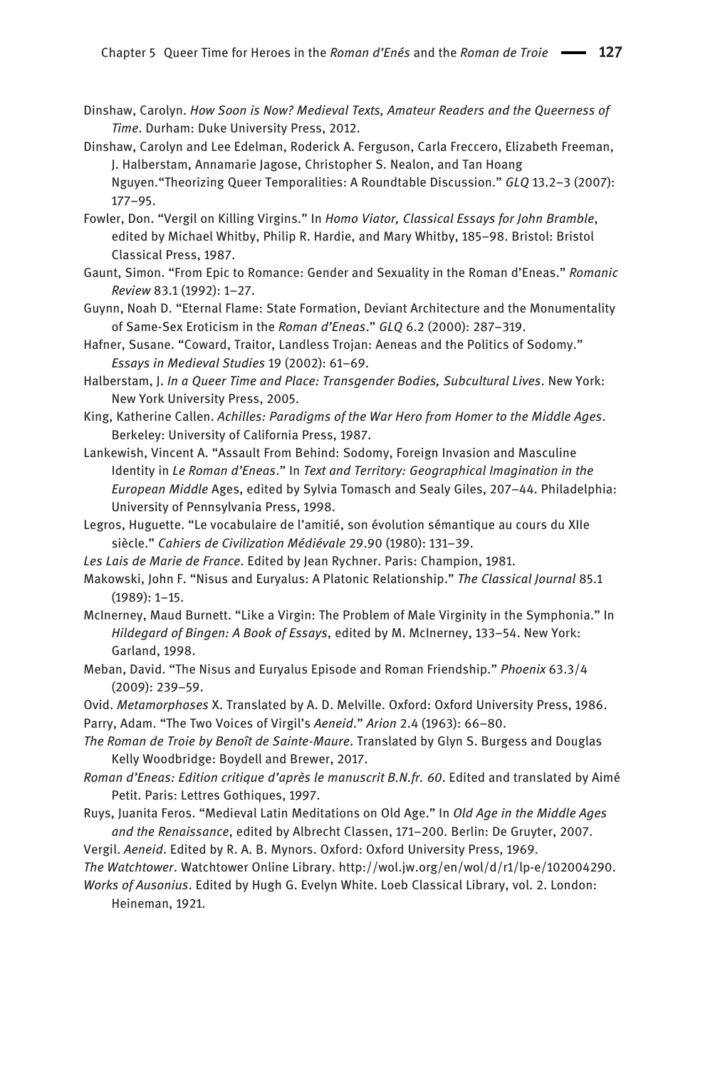Dinshaw, Carolyn. *How Soon is Now? Medieval Texts, Amateur Readers and the Queerness of Time*. Durham: Duke University Press, 2012.

Dinshaw, Carolyn and Lee Edelman, Roderick A. Ferguson, Carla Freccero, Elizabeth Freeman, J. Halberstam, Annamarie Jagose, Christopher S. Nealon, and Tan Hoang Nguyen."Theorizing Queer Temporalities: A Roundtable Discussion." *GLQ* 13.2–3 (2007): 177–95.

Fowler, Don. "Vergil on Killing Virgins." In *Homo Viator, Classical Essays for John Bramble*, edited by Michael Whitby, Philip R. Hardie, and Mary Whitby, 185–98. Bristol: Bristol Classical Press, 1987.

Gaunt, Simon. "From Epic to Romance: Gender and Sexuality in the Roman d'Eneas." *Romanic Review* 83.1 (1992): 1–27.

Guynn, Noah D. "Eternal Flame: State Formation, Deviant Architecture and the Monumentality of Same-Sex Eroticism in the *Roman d'Eneas*." *GLQ* 6.2 (2000): 287–319.

Hafner, Susane. "Coward, Traitor, Landless Trojan: Aeneas and the Politics of Sodomy." *Essays in Medieval Studies* 19 (2002): 61–69.

Halberstam, J. *In a Queer Time and Place: Transgender Bodies, Subcultural Lives*. New York: New York University Press, 2005.

King, Katherine Callen. *Achilles: Paradigms of the War Hero from Homer to the Middle Ages*. Berkeley: University of California Press, 1987.

Lankewish, Vincent A. "Assault From Behind: Sodomy, Foreign Invasion and Masculine Identity in *Le Roman d'Eneas*." In *Text and Territory: Geographical Imagination in the European Middle* Ages, edited by Sylvia Tomasch and Sealy Giles, 207–44. Philadelphia: University of Pennsylvania Press, 1998.

Legros, Huguette. "Le vocabulaire de l'amitié, son évolution sémantique au cours du XIIe siècle." *Cahiers de Civilization Médiévale* 29.90 (1980): 131–39.

*Les Lais de Marie de France*. Edited by Jean Rychner. Paris: Champion, 1981.

Makowski, John F. "Nisus and Euryalus: A Platonic Relationship." *The Classical Journal* 85.1 (1989): 1–15.

McInerney, Maud Burnett. "Like a Virgin: The Problem of Male Virginity in the Symphonia." In *Hildegard of Bingen: A Book of Essays*, edited by M. McInerney, 133–54. New York: Garland, 1998.

Meban, David. "The Nisus and Euryalus Episode and Roman Friendship." *Phoenix* 63.3/4 (2009): 239–59.

Ovid. *Metamorphoses* X. Translated by A. D. Melville. Oxford: Oxford University Press, 1986.

Parry, Adam. "The Two Voices of Virgil's *Aeneid*." *Arion* 2.4 (1963): 66–80.

*The Roman de Troie by Benoît de Sainte-Maure*. Translated by Glyn S. Burgess and Douglas Kelly Woodbridge: Boydell and Brewer, 2017.

*Roman d'Eneas: Edition critique d'après le manuscrit B.N.fr. 60*. Edited and translated by Aimé Petit. Paris: Lettres Gothiques, 1997.

Ruys, Juanita Feros. "Medieval Latin Meditations on Old Age." In *Old Age in the Middle Ages and the Renaissance*, edited by Albrecht Classen, 171–200. Berlin: De Gruyter, 2007.

Vergil. *Aeneid*. Edited by R. A. B. Mynors. Oxford: Oxford University Press, 1969.

*The Watchtower*. Watchtower Online Library. http://wol.jw.org/en/wol/d/r1/lp-e/102004290.

*Works of Ausonius*. Edited by Hugh G. Evelyn White. Loeb Classical Library, vol. 2. London: Heineman, 1921.